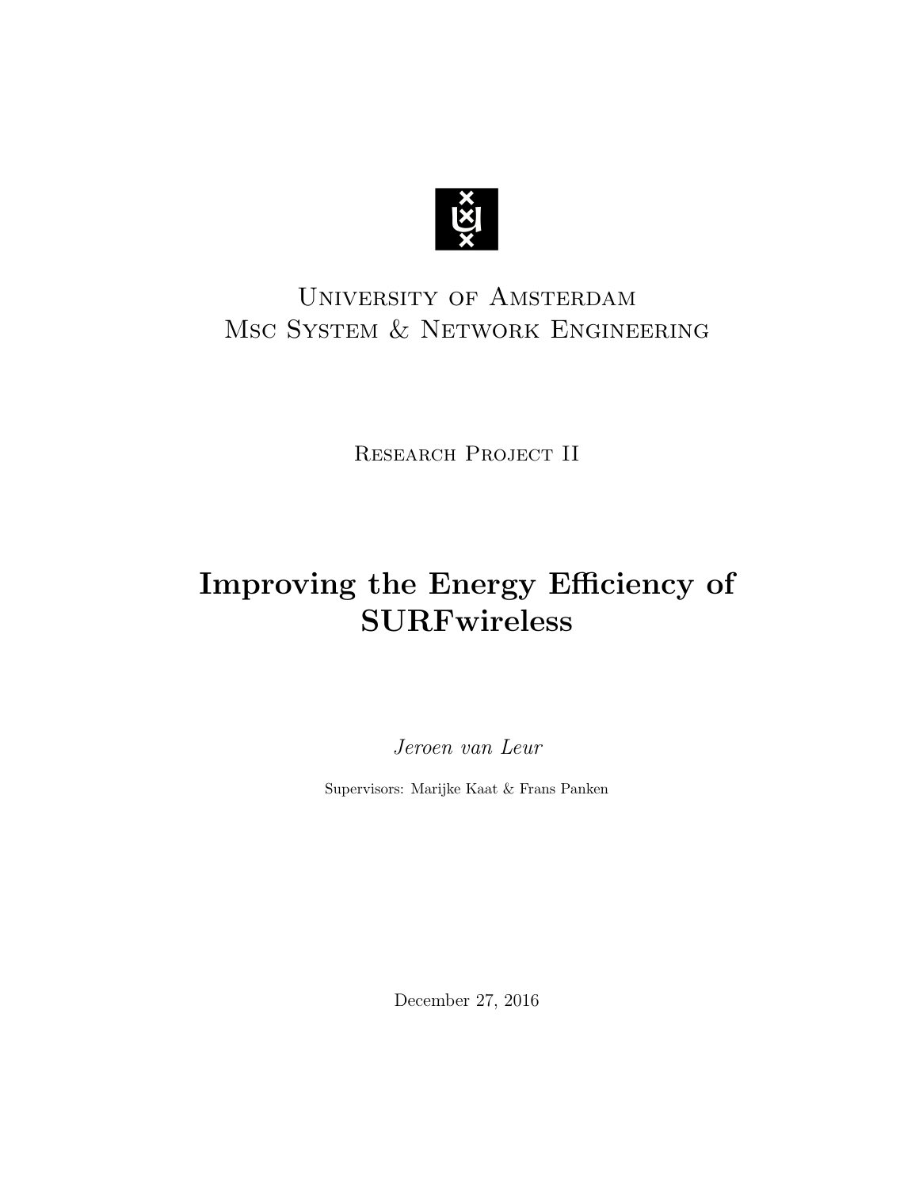University of Amsterdam
Msc System & Network Engineering

Research Project II

# Improving the Energy Efficiency of SURFwireless

*Jeroen van Leur*

Supervisors: Marijke Kaat & Frans Panken

December 27, 2016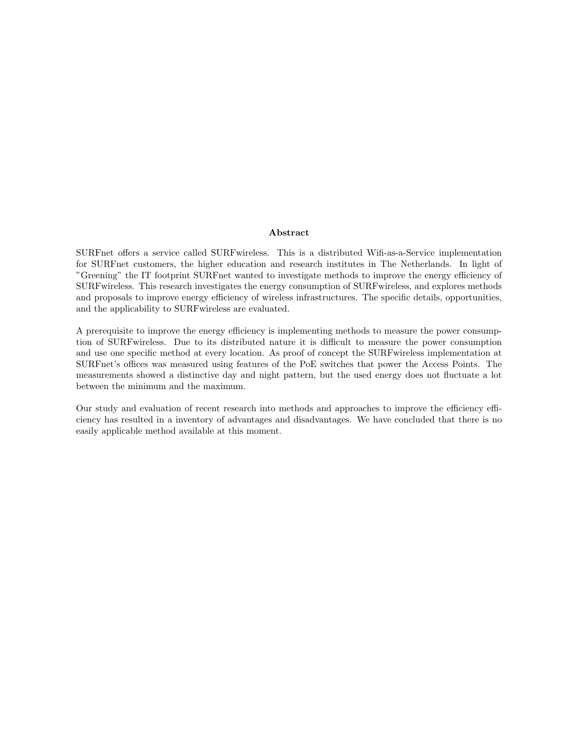## Abstract

SURFnet offers a service called SURFwireless. This is a distributed Wifi-as-a-Service implementation for SURFnet customers, the higher education and research institutes in The Netherlands. In light of "Greening" the IT footprint SURFnet wanted to investigate methods to improve the energy efficiency of SURFwireless. This research investigates the energy consumption of SURFwireless, and explores methods and proposals to improve energy efficiency of wireless infrastructures. The specific details, opportunities, and the applicability to SURFwireless are evaluated.

A prerequisite to improve the energy efficiency is implementing methods to measure the power consumption of SURFwireless. Due to its distributed nature it is difficult to measure the power consumption and use one specific method at every location. As proof of concept the SURFwireless implementation at SURFnet's offices was measured using features of the PoE switches that power the Access Points. The measurements showed a distinctive day and night pattern, but the used energy does not fluctuate a lot between the minimum and the maximum.

Our study and evaluation of recent research into methods and approaches to improve the efficiency efficiency has resulted in a inventory of advantages and disadvantages. We have concluded that there is no easily applicable method available at this moment.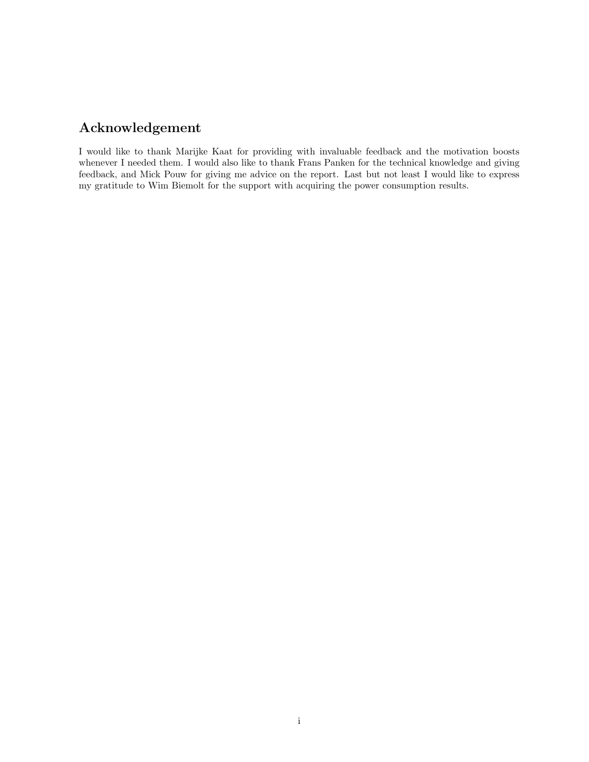## Acknowledgement

I would like to thank Marijke Kaat for providing with invaluable feedback and the motivation boosts whenever I needed them. I would also like to thank Frans Panken for the technical knowledge and giving feedback, and Mick Pouw for giving me advice on the report. Last but not least I would like to express my gratitude to Wim Biemolt for the support with acquiring the power consumption results.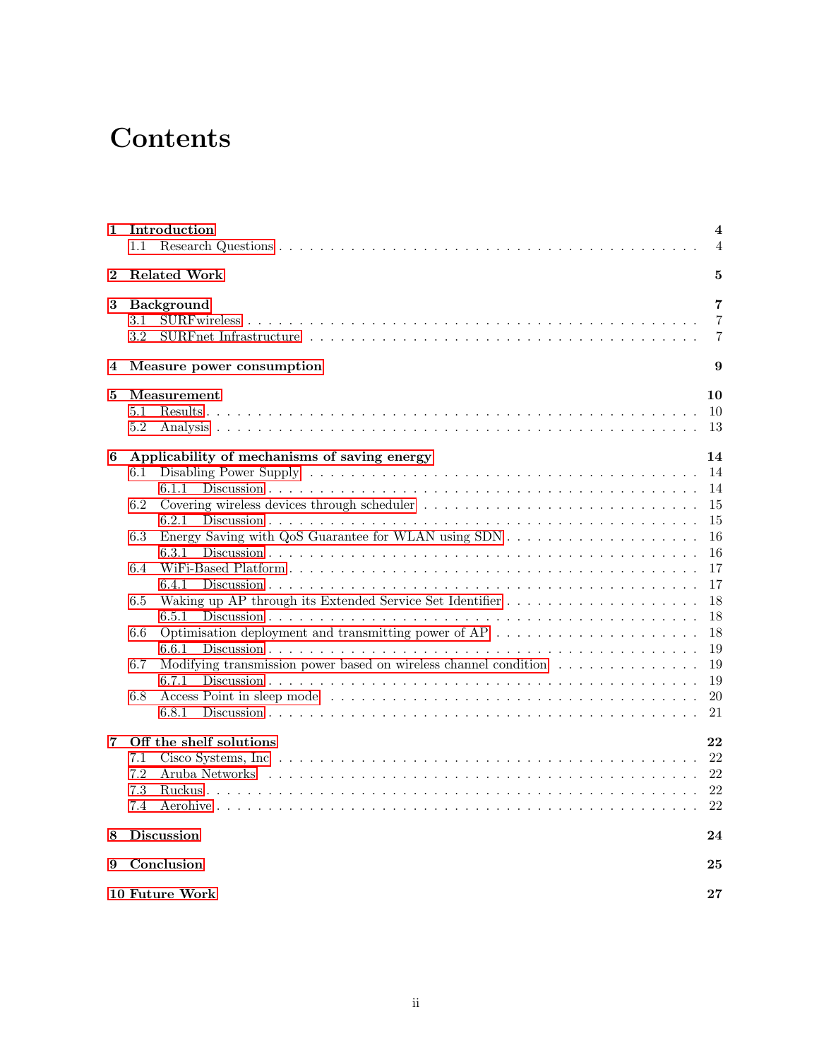# Contents

- **1 Introduction** — **4**
  - 1.1 Research Questions — 4
- **2 Related Work** — **5**
- **3 Background** — **7**
  - 3.1 SURFwireless — 7
  - 3.2 SURFnet Infrastructure — 7
- **4 Measure power consumption** — **9**
- **5 Measurement** — **10**
  - 5.1 Results — 10
  - 5.2 Analysis — 13
- **6 Applicability of mechanisms of saving energy** — **14**
  - 6.1 Disabling Power Supply — 14
    - 6.1.1 Discussion — 14
  - 6.2 Covering wireless devices through scheduler — 15
    - 6.2.1 Discussion — 15
  - 6.3 Energy Saving with QoS Guarantee for WLAN using SDN — 16
    - 6.3.1 Discussion — 16
  - 6.4 WiFi-Based Platform — 17
    - 6.4.1 Discussion — 17
  - 6.5 Waking up AP through its Extended Service Set Identifier — 18
    - 6.5.1 Discussion — 18
  - 6.6 Optimisation deployment and transmitting power of AP — 18
    - 6.6.1 Discussion — 19
  - 6.7 Modifying transmission power based on wireless channel condition — 19
    - 6.7.1 Discussion — 19
  - 6.8 Access Point in sleep mode — 20
    - 6.8.1 Discussion — 21
- **7 Off the shelf solutions** — **22**
  - 7.1 Cisco Systems, Inc — 22
  - 7.2 Aruba Networks — 22
  - 7.3 Ruckus — 22
  - 7.4 Aerohive — 22
- **8 Discussion** — **24**
- **9 Conclusion** — **25**
- **10 Future Work** — **27**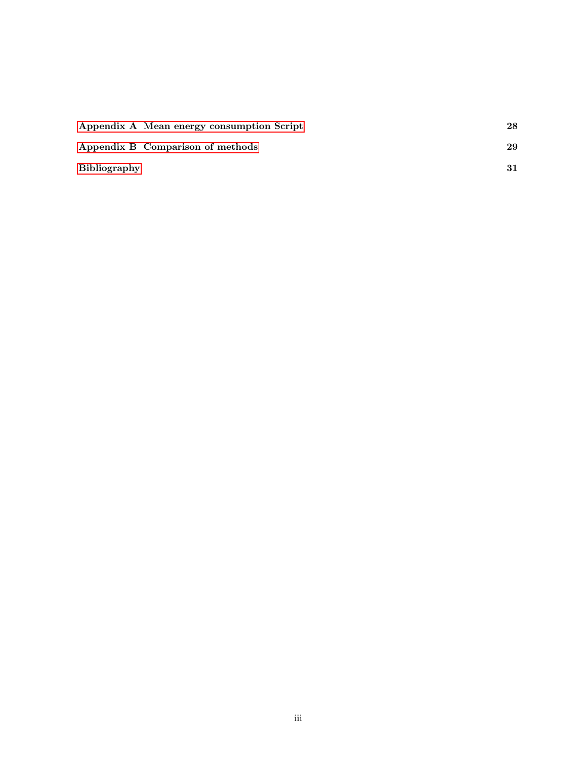**Appendix A Mean energy consumption Script** 28

**Appendix B Comparison of methods** 29

**Bibliography** 31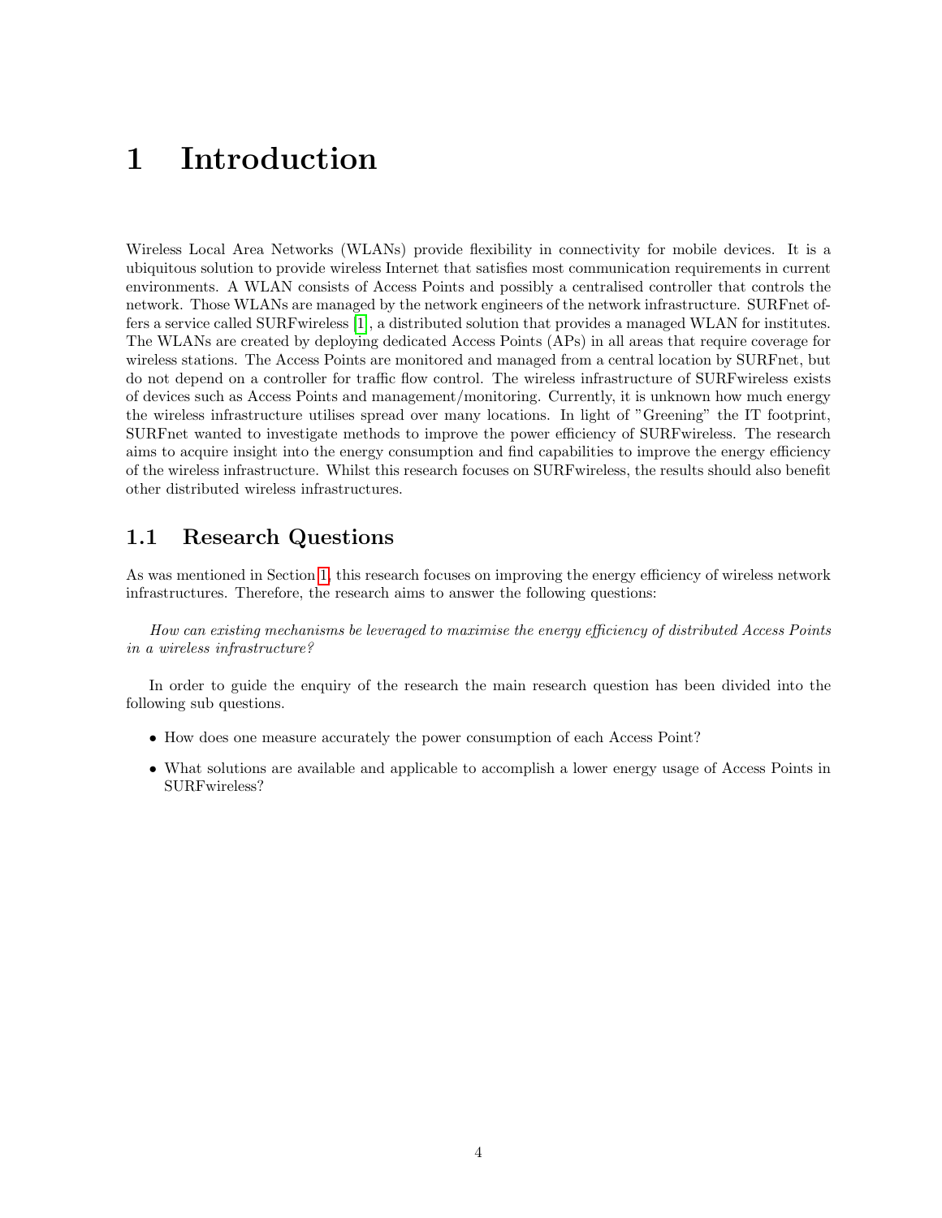# 1 Introduction

Wireless Local Area Networks (WLANs) provide flexibility in connectivity for mobile devices. It is a ubiquitous solution to provide wireless Internet that satisfies most communication requirements in current environments. A WLAN consists of Access Points and possibly a centralised controller that controls the network. Those WLANs are managed by the network engineers of the network infrastructure. SURFnet offers a service called SURFwireless [1], a distributed solution that provides a managed WLAN for institutes. The WLANs are created by deploying dedicated Access Points (APs) in all areas that require coverage for wireless stations. The Access Points are monitored and managed from a central location by SURFnet, but do not depend on a controller for traffic flow control. The wireless infrastructure of SURFwireless exists of devices such as Access Points and management/monitoring. Currently, it is unknown how much energy the wireless infrastructure utilises spread over many locations. In light of "Greening" the IT footprint, SURFnet wanted to investigate methods to improve the power efficiency of SURFwireless. The research aims to acquire insight into the energy consumption and find capabilities to improve the energy efficiency of the wireless infrastructure. Whilst this research focuses on SURFwireless, the results should also benefit other distributed wireless infrastructures.

## 1.1 Research Questions

As was mentioned in Section 1, this research focuses on improving the energy efficiency of wireless network infrastructures. Therefore, the research aims to answer the following questions:

*How can existing mechanisms be leveraged to maximise the energy efficiency of distributed Access Points in a wireless infrastructure?*

In order to guide the enquiry of the research the main research question has been divided into the following sub questions.

- How does one measure accurately the power consumption of each Access Point?
- What solutions are available and applicable to accomplish a lower energy usage of Access Points in SURFwireless?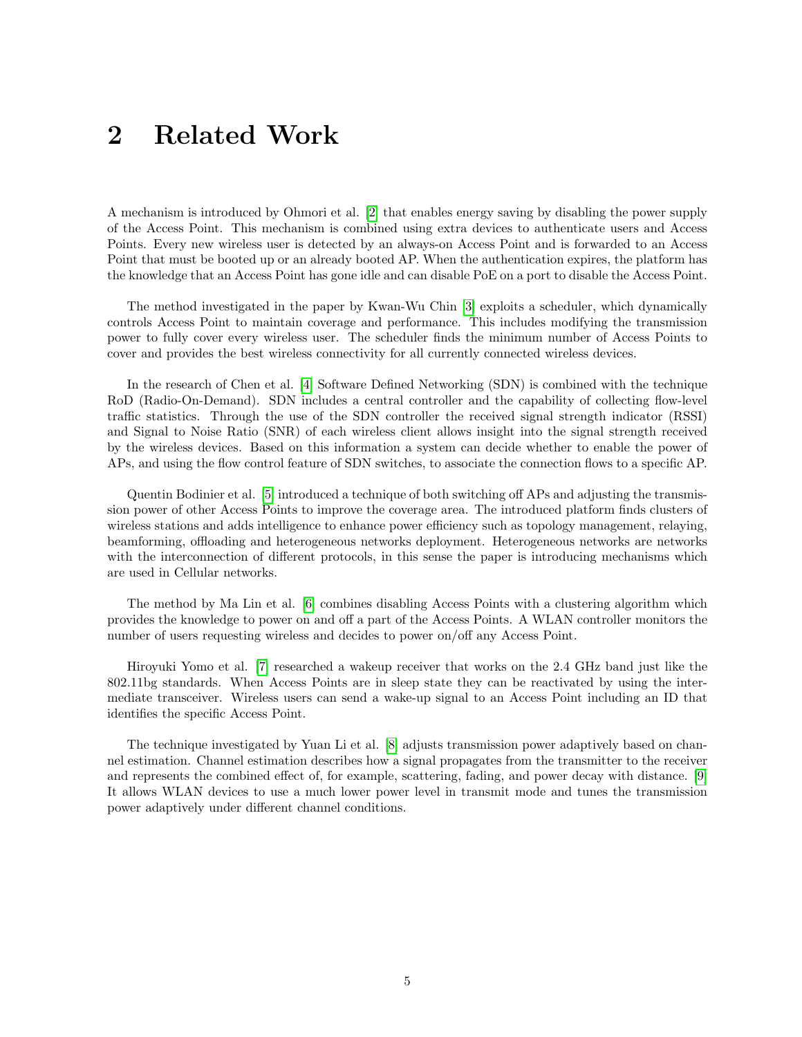# 2 Related Work

A mechanism is introduced by Ohmori et al. [2] that enables energy saving by disabling the power supply of the Access Point. This mechanism is combined using extra devices to authenticate users and Access Points. Every new wireless user is detected by an always-on Access Point and is forwarded to an Access Point that must be booted up or an already booted AP. When the authentication expires, the platform has the knowledge that an Access Point has gone idle and can disable PoE on a port to disable the Access Point.

The method investigated in the paper by Kwan-Wu Chin [3] exploits a scheduler, which dynamically controls Access Point to maintain coverage and performance. This includes modifying the transmission power to fully cover every wireless user. The scheduler finds the minimum number of Access Points to cover and provides the best wireless connectivity for all currently connected wireless devices.

In the research of Chen et al. [4] Software Defined Networking (SDN) is combined with the technique RoD (Radio-On-Demand). SDN includes a central controller and the capability of collecting flow-level traffic statistics. Through the use of the SDN controller the received signal strength indicator (RSSI) and Signal to Noise Ratio (SNR) of each wireless client allows insight into the signal strength received by the wireless devices. Based on this information a system can decide whether to enable the power of APs, and using the flow control feature of SDN switches, to associate the connection flows to a specific AP.

Quentin Bodinier et al. [5] introduced a technique of both switching off APs and adjusting the transmission power of other Access Points to improve the coverage area. The introduced platform finds clusters of wireless stations and adds intelligence to enhance power efficiency such as topology management, relaying, beamforming, offloading and heterogeneous networks deployment. Heterogeneous networks are networks with the interconnection of different protocols, in this sense the paper is introducing mechanisms which are used in Cellular networks.

The method by Ma Lin et al. [6] combines disabling Access Points with a clustering algorithm which provides the knowledge to power on and off a part of the Access Points. A WLAN controller monitors the number of users requesting wireless and decides to power on/off any Access Point.

Hiroyuki Yomo et al. [7] researched a wakeup receiver that works on the 2.4 GHz band just like the 802.11bg standards. When Access Points are in sleep state they can be reactivated by using the intermediate transceiver. Wireless users can send a wake-up signal to an Access Point including an ID that identifies the specific Access Point.

The technique investigated by Yuan Li et al. [8] adjusts transmission power adaptively based on channel estimation. Channel estimation describes how a signal propagates from the transmitter to the receiver and represents the combined effect of, for example, scattering, fading, and power decay with distance. [9] It allows WLAN devices to use a much lower power level in transmit mode and tunes the transmission power adaptively under different channel conditions.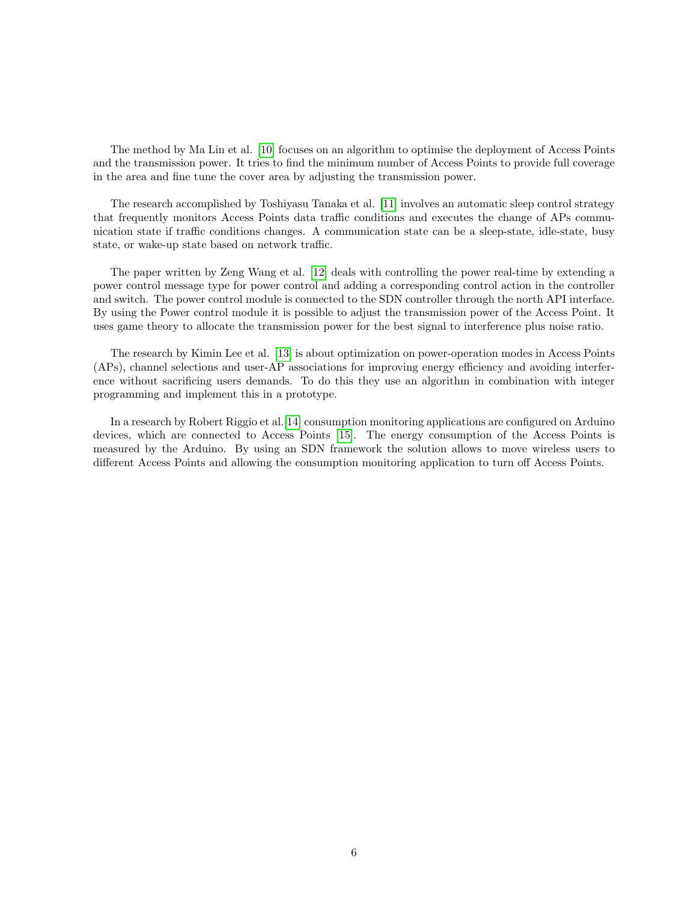The method by Ma Lin et al. [10] focuses on an algorithm to optimise the deployment of Access Points and the transmission power. It tries to find the minimum number of Access Points to provide full coverage in the area and fine tune the cover area by adjusting the transmission power.

The research accomplished by Toshiyasu Tanaka et al. [11] involves an automatic sleep control strategy that frequently monitors Access Points data traffic conditions and executes the change of APs communication state if traffic conditions changes. A communication state can be a sleep-state, idle-state, busy state, or wake-up state based on network traffic.

The paper written by Zeng Wang et al. [12] deals with controlling the power real-time by extending a power control message type for power control and adding a corresponding control action in the controller and switch. The power control module is connected to the SDN controller through the north API interface. By using the Power control module it is possible to adjust the transmission power of the Access Point. It uses game theory to allocate the transmission power for the best signal to interference plus noise ratio.

The research by Kimin Lee et al. [13] is about optimization on power-operation modes in Access Points (APs), channel selections and user-AP associations for improving energy efficiency and avoiding interference without sacrificing users demands. To do this they use an algorithm in combination with integer programming and implement this in a prototype.

In a research by Robert Riggio et al.[14] consumption monitoring applications are configured on Arduino devices, which are connected to Access Points [15]. The energy consumption of the Access Points is measured by the Arduino. By using an SDN framework the solution allows to move wireless users to different Access Points and allowing the consumption monitoring application to turn off Access Points.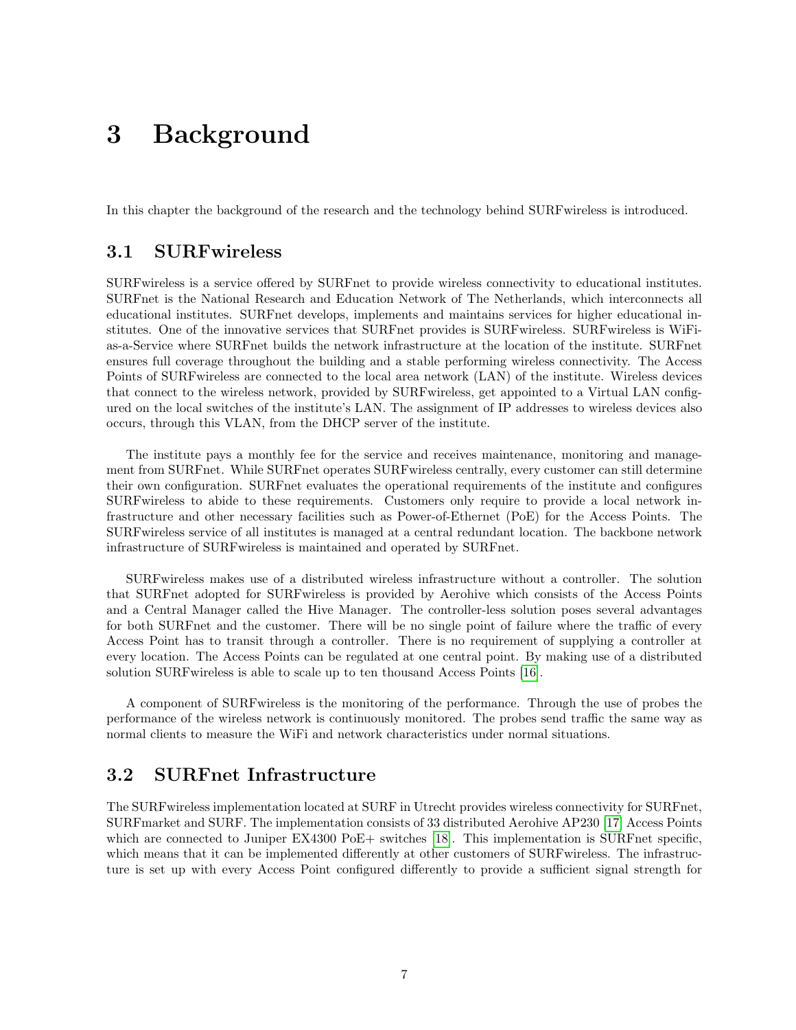# 3 Background

In this chapter the background of the research and the technology behind SURFwireless is introduced.

## 3.1 SURFwireless

SURFwireless is a service offered by SURFnet to provide wireless connectivity to educational institutes. SURFnet is the National Research and Education Network of The Netherlands, which interconnects all educational institutes. SURFnet develops, implements and maintains services for higher educational institutes. One of the innovative services that SURFnet provides is SURFwireless. SURFwireless is WiFi-as-a-Service where SURFnet builds the network infrastructure at the location of the institute. SURFnet ensures full coverage throughout the building and a stable performing wireless connectivity. The Access Points of SURFwireless are connected to the local area network (LAN) of the institute. Wireless devices that connect to the wireless network, provided by SURFwireless, get appointed to a Virtual LAN configured on the local switches of the institute's LAN. The assignment of IP addresses to wireless devices also occurs, through this VLAN, from the DHCP server of the institute.

The institute pays a monthly fee for the service and receives maintenance, monitoring and management from SURFnet. While SURFnet operates SURFwireless centrally, every customer can still determine their own configuration. SURFnet evaluates the operational requirements of the institute and configures SURFwireless to abide to these requirements. Customers only require to provide a local network infrastructure and other necessary facilities such as Power-of-Ethernet (PoE) for the Access Points. The SURFwireless service of all institutes is managed at a central redundant location. The backbone network infrastructure of SURFwireless is maintained and operated by SURFnet.

SURFwireless makes use of a distributed wireless infrastructure without a controller. The solution that SURFnet adopted for SURFwireless is provided by Aerohive which consists of the Access Points and a Central Manager called the Hive Manager. The controller-less solution poses several advantages for both SURFnet and the customer. There will be no single point of failure where the traffic of every Access Point has to transit through a controller. There is no requirement of supplying a controller at every location. The Access Points can be regulated at one central point. By making use of a distributed solution SURFwireless is able to scale up to ten thousand Access Points [16].

A component of SURFwireless is the monitoring of the performance. Through the use of probes the performance of the wireless network is continuously monitored. The probes send traffic the same way as normal clients to measure the WiFi and network characteristics under normal situations.

## 3.2 SURFnet Infrastructure

The SURFwireless implementation located at SURF in Utrecht provides wireless connectivity for SURFnet, SURFmarket and SURF. The implementation consists of 33 distributed Aerohive AP230 [17] Access Points which are connected to Juniper EX4300 PoE+ switches [18]. This implementation is SURFnet specific, which means that it can be implemented differently at other customers of SURFwireless. The infrastructure is set up with every Access Point configured differently to provide a sufficient signal strength for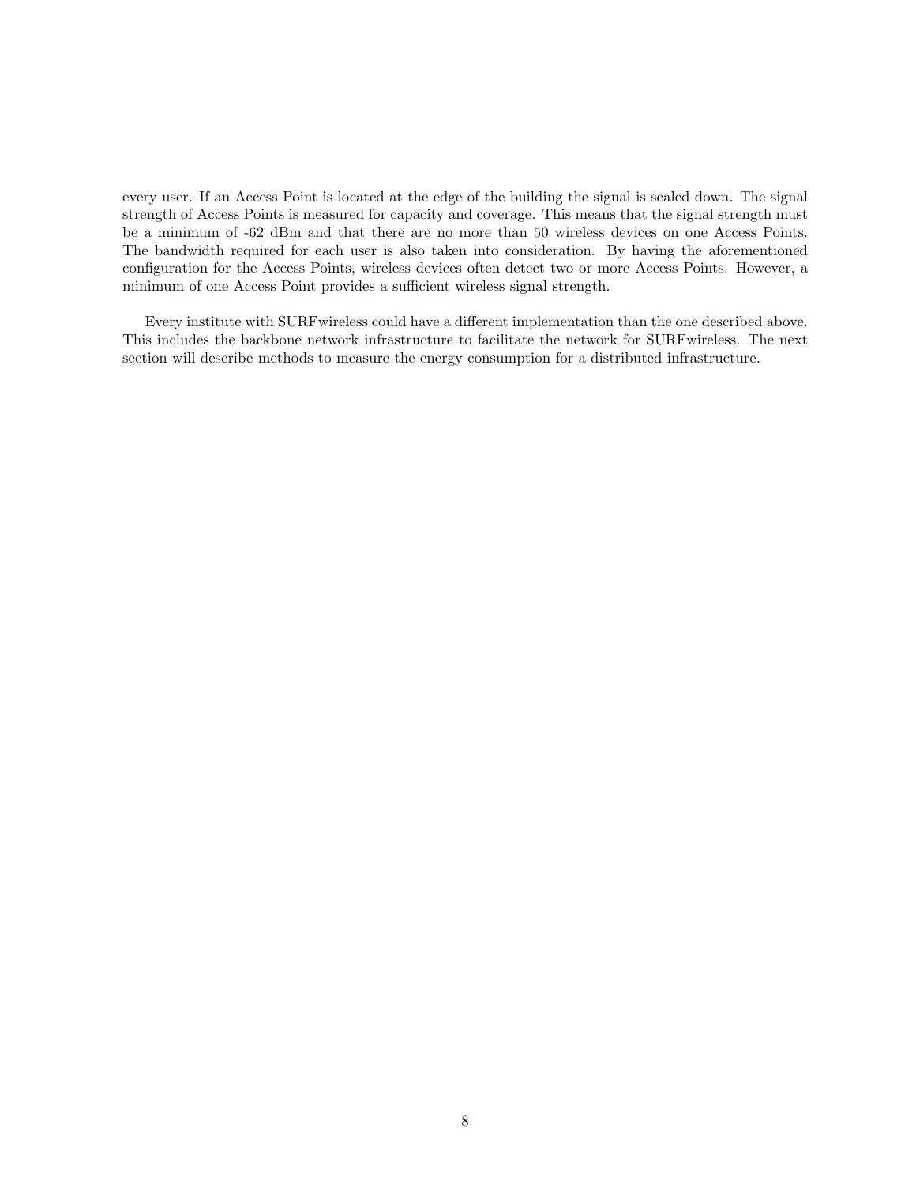every user. If an Access Point is located at the edge of the building the signal is scaled down. The signal strength of Access Points is measured for capacity and coverage. This means that the signal strength must be a minimum of -62 dBm and that there are no more than 50 wireless devices on one Access Points. The bandwidth required for each user is also taken into consideration. By having the aforementioned configuration for the Access Points, wireless devices often detect two or more Access Points. However, a minimum of one Access Point provides a sufficient wireless signal strength.

Every institute with SURFwireless could have a different implementation than the one described above. This includes the backbone network infrastructure to facilitate the network for SURFwireless. The next section will describe methods to measure the energy consumption for a distributed infrastructure.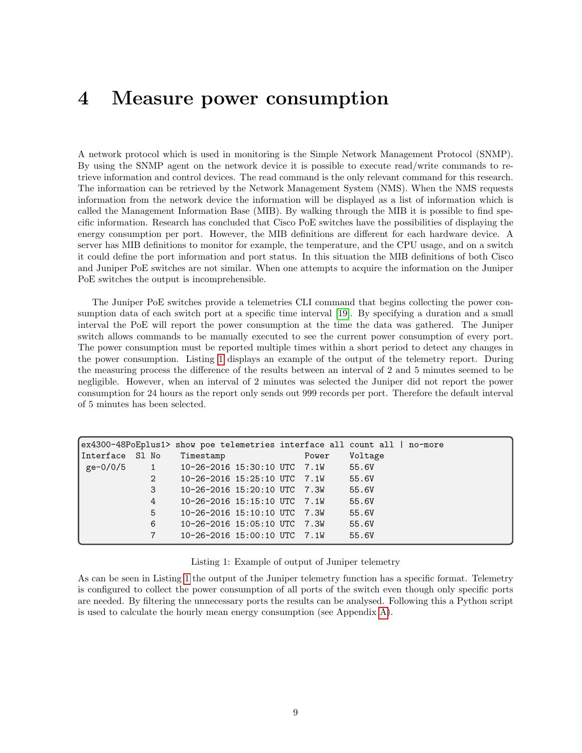# 4 Measure power consumption

A network protocol which is used in monitoring is the Simple Network Management Protocol (SNMP). By using the SNMP agent on the network device it is possible to execute read/write commands to retrieve information and control devices. The read command is the only relevant command for this research. The information can be retrieved by the Network Management System (NMS). When the NMS requests information from the network device the information will be displayed as a list of information which is called the Management Information Base (MIB). By walking through the MIB it is possible to find specific information. Research has concluded that Cisco PoE switches have the possibilities of displaying the energy consumption per port. However, the MIB definitions are different for each hardware device. A server has MIB definitions to monitor for example, the temperature, and the CPU usage, and on a switch it could define the port information and port status. In this situation the MIB definitions of both Cisco and Juniper PoE switches are not similar. When one attempts to acquire the information on the Juniper PoE switches the output is incomprehensible.

The Juniper PoE switches provide a telemetries CLI command that begins collecting the power consumption data of each switch port at a specific time interval [19]. By specifying a duration and a small interval the PoE will report the power consumption at the time the data was gathered. The Juniper switch allows commands to be manually executed to see the current power consumption of every port. The power consumption must be reported multiple times within a short period to detect any changes in the power consumption. Listing 1 displays an example of the output of the telemetry report. During the measuring process the difference of the results between an interval of 2 and 5 minutes seemed to be negligible. However, when an interval of 2 minutes was selected the Juniper did not report the power consumption for 24 hours as the report only sends out 999 records per port. Therefore the default interval of 5 minutes has been selected.

```
ex4300-48PoEplus1> show poe telemetries interface all count all | no-more
Interface  Sl No    Timestamp                Power    Voltage
 ge-0/0/5     1     10-26-2016 15:30:10 UTC  7.1W     55.6V
              2     10-26-2016 15:25:10 UTC  7.1W     55.6V
              3     10-26-2016 15:20:10 UTC  7.3W     55.6V
              4     10-26-2016 15:15:10 UTC  7.1W     55.6V
              5     10-26-2016 15:10:10 UTC  7.3W     55.6V
              6     10-26-2016 15:05:10 UTC  7.3W     55.6V
              7     10-26-2016 15:00:10 UTC  7.1W     55.6V
```

Listing 1: Example of output of Juniper telemetry

As can be seen in Listing 1 the output of the Juniper telemetry function has a specific format. Telemetry is configured to collect the power consumption of all ports of the switch even though only specific ports are needed. By filtering the unnecessary ports the results can be analysed. Following this a Python script is used to calculate the hourly mean energy consumption (see Appendix A).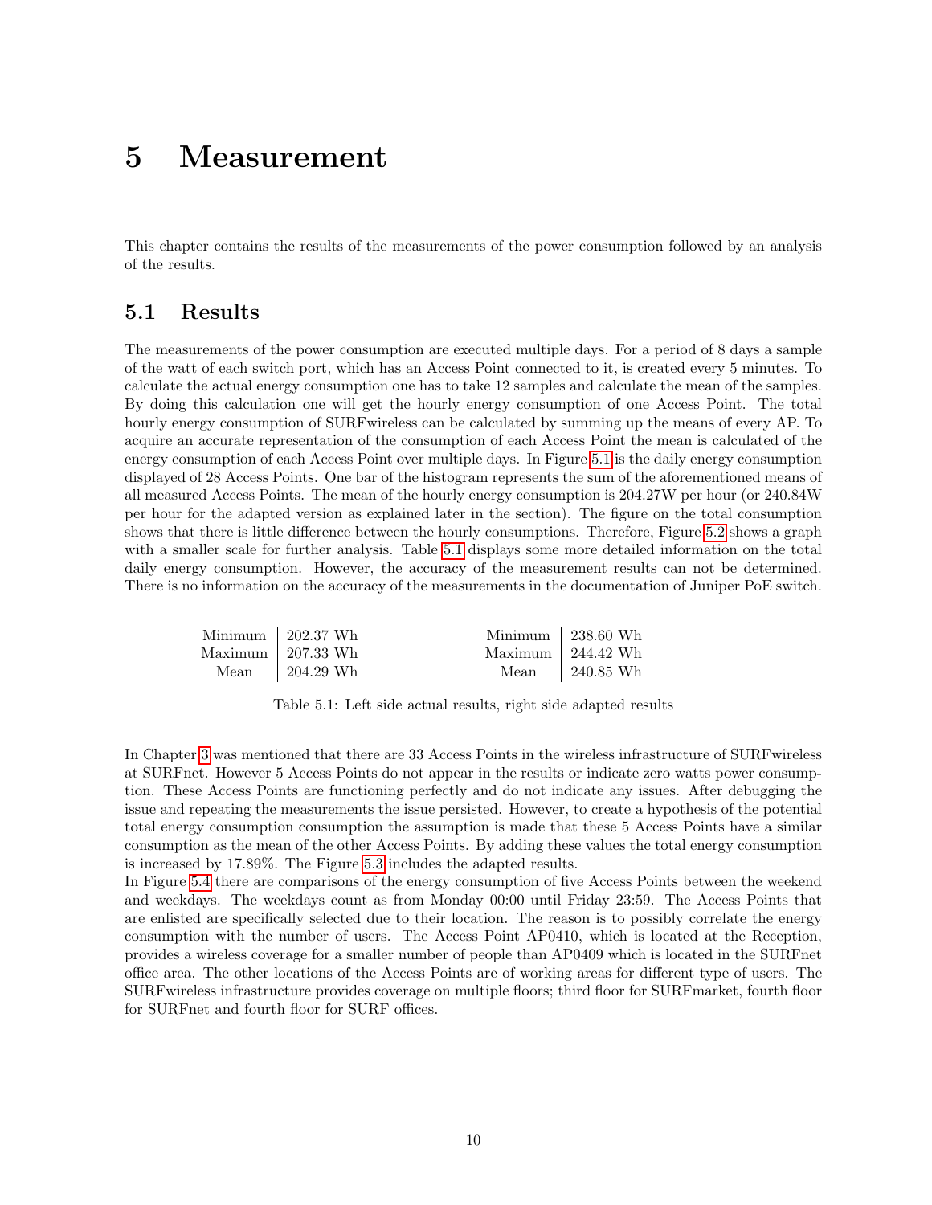# 5 Measurement

This chapter contains the results of the measurements of the power consumption followed by an analysis of the results.

## 5.1 Results

The measurements of the power consumption are executed multiple days. For a period of 8 days a sample of the watt of each switch port, which has an Access Point connected to it, is created every 5 minutes. To calculate the actual energy consumption one has to take 12 samples and calculate the mean of the samples. By doing this calculation one will get the hourly energy consumption of one Access Point. The total hourly energy consumption of SURFwireless can be calculated by summing up the means of every AP. To acquire an accurate representation of the consumption of each Access Point the mean is calculated of the energy consumption of each Access Point over multiple days. In Figure 5.1 is the daily energy consumption displayed of 28 Access Points. One bar of the histogram represents the sum of the aforementioned means of all measured Access Points. The mean of the hourly energy consumption is 204.27W per hour (or 240.84W per hour for the adapted version as explained later in the section). The figure on the total consumption shows that there is little difference between the hourly consumptions. Therefore, Figure 5.2 shows a graph with a smaller scale for further analysis. Table 5.1 displays some more detailed information on the total daily energy consumption. However, the accuracy of the measurement results can not be determined. There is no information on the accuracy of the measurements in the documentation of Juniper PoE switch.

| | Actual | | Adapted |
|---|---|---|---|
| Minimum | 202.37 Wh | Minimum | 238.60 Wh |
| Maximum | 207.33 Wh | Maximum | 244.42 Wh |
| Mean | 204.29 Wh | Mean | 240.85 Wh |

Table 5.1: Left side actual results, right side adapted results

In Chapter 3 was mentioned that there are 33 Access Points in the wireless infrastructure of SURFwireless at SURFnet. However 5 Access Points do not appear in the results or indicate zero watts power consumption. These Access Points are functioning perfectly and do not indicate any issues. After debugging the issue and repeating the measurements the issue persisted. However, to create a hypothesis of the potential total energy consumption consumption the assumption is made that these 5 Access Points have a similar consumption as the mean of the other Access Points. By adding these values the total energy consumption is increased by 17.89%. The Figure 5.3 includes the adapted results.

In Figure 5.4 there are comparisons of the energy consumption of five Access Points between the weekend and weekdays. The weekdays count as from Monday 00:00 until Friday 23:59. The Access Points that are enlisted are specifically selected due to their location. The reason is to possibly correlate the energy consumption with the number of users. The Access Point AP0410, which is located at the Reception, provides a wireless coverage for a smaller number of people than AP0409 which is located in the SURFnet office area. The other locations of the Access Points are of working areas for different type of users. The SURFwireless infrastructure provides coverage on multiple floors; third floor for SURFmarket, fourth floor for SURFnet and fourth floor for SURF offices.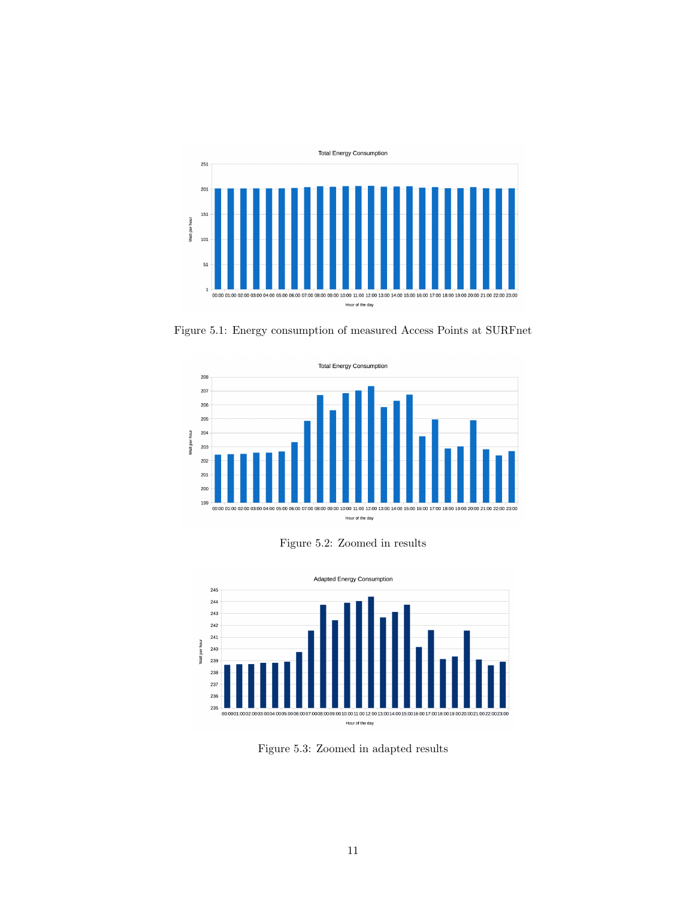Figure 5.1: Energy consumption of measured Access Points at SURFnet

Figure 5.2: Zoomed in results

Figure 5.3: Zoomed in adapted results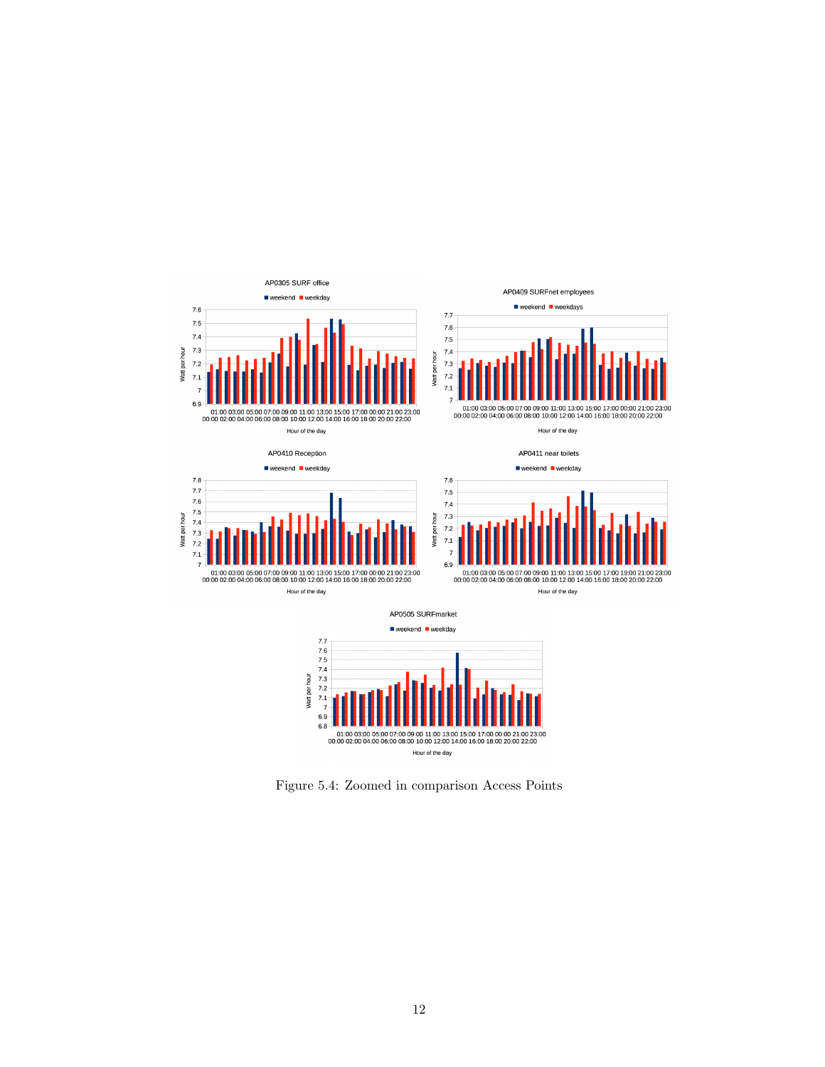Figure 5.4: Zoomed in comparison Access Points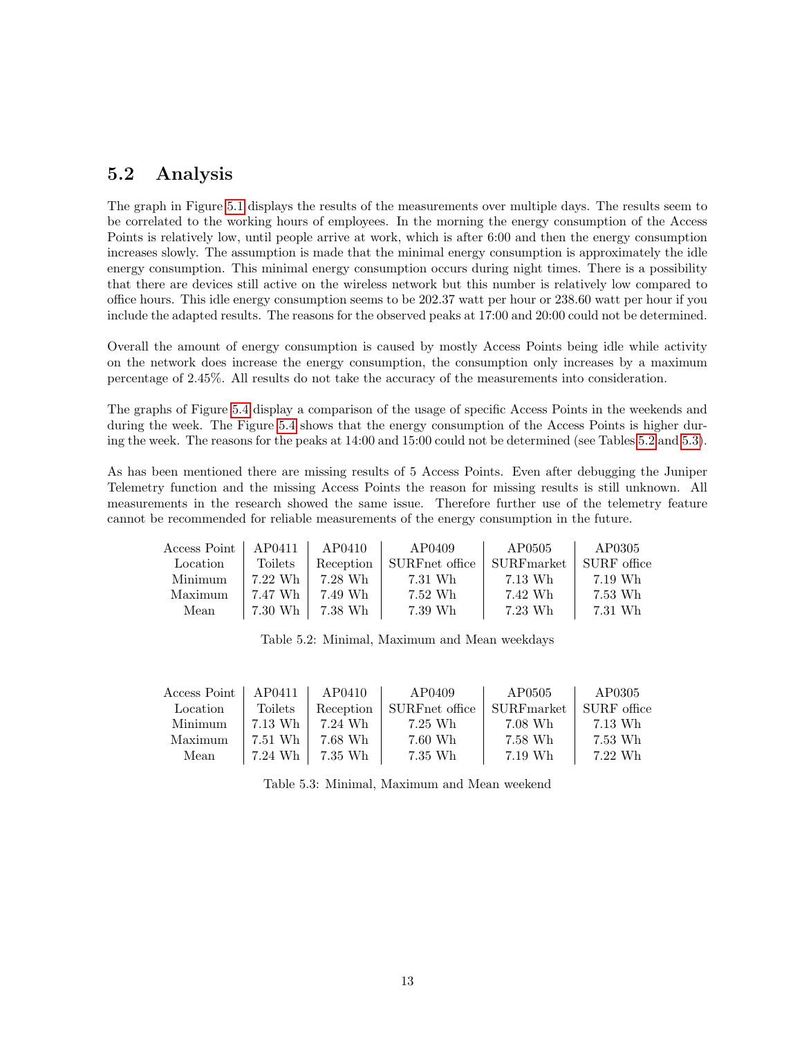## 5.2 Analysis

The graph in Figure 5.1 displays the results of the measurements over multiple days. The results seem to be correlated to the working hours of employees. In the morning the energy consumption of the Access Points is relatively low, until people arrive at work, which is after 6:00 and then the energy consumption increases slowly. The assumption is made that the minimal energy consumption is approximately the idle energy consumption. This minimal energy consumption occurs during night times. There is a possibility that there are devices still active on the wireless network but this number is relatively low compared to office hours. This idle energy consumption seems to be 202.37 watt per hour or 238.60 watt per hour if you include the adapted results. The reasons for the observed peaks at 17:00 and 20:00 could not be determined.

Overall the amount of energy consumption is caused by mostly Access Points being idle while activity on the network does increase the energy consumption, the consumption only increases by a maximum percentage of 2.45%. All results do not take the accuracy of the measurements into consideration.

The graphs of Figure 5.4 display a comparison of the usage of specific Access Points in the weekends and during the week. The Figure 5.4 shows that the energy consumption of the Access Points is higher during the week. The reasons for the peaks at 14:00 and 15:00 could not be determined (see Tables 5.2 and 5.3).

As has been mentioned there are missing results of 5 Access Points. Even after debugging the Juniper Telemetry function and the missing Access Points the reason for missing results is still unknown. All measurements in the research showed the same issue. Therefore further use of the telemetry feature cannot be recommended for reliable measurements of the energy consumption in the future.

| Access Point | AP0411 | AP0410 | AP0409 | AP0505 | AP0305 |
|---|---|---|---|---|---|
| Location | Toilets | Reception | SURFnet office | SURFmarket | SURF office |
| Minimum | 7.22 Wh | 7.28 Wh | 7.31 Wh | 7.13 Wh | 7.19 Wh |
| Maximum | 7.47 Wh | 7.49 Wh | 7.52 Wh | 7.42 Wh | 7.53 Wh |
| Mean | 7.30 Wh | 7.38 Wh | 7.39 Wh | 7.23 Wh | 7.31 Wh |

Table 5.2: Minimal, Maximum and Mean weekdays

| Access Point | AP0411 | AP0410 | AP0409 | AP0505 | AP0305 |
|---|---|---|---|---|---|
| Location | Toilets | Reception | SURFnet office | SURFmarket | SURF office |
| Minimum | 7.13 Wh | 7.24 Wh | 7.25 Wh | 7.08 Wh | 7.13 Wh |
| Maximum | 7.51 Wh | 7.68 Wh | 7.60 Wh | 7.58 Wh | 7.53 Wh |
| Mean | 7.24 Wh | 7.35 Wh | 7.35 Wh | 7.19 Wh | 7.22 Wh |

Table 5.3: Minimal, Maximum and Mean weekend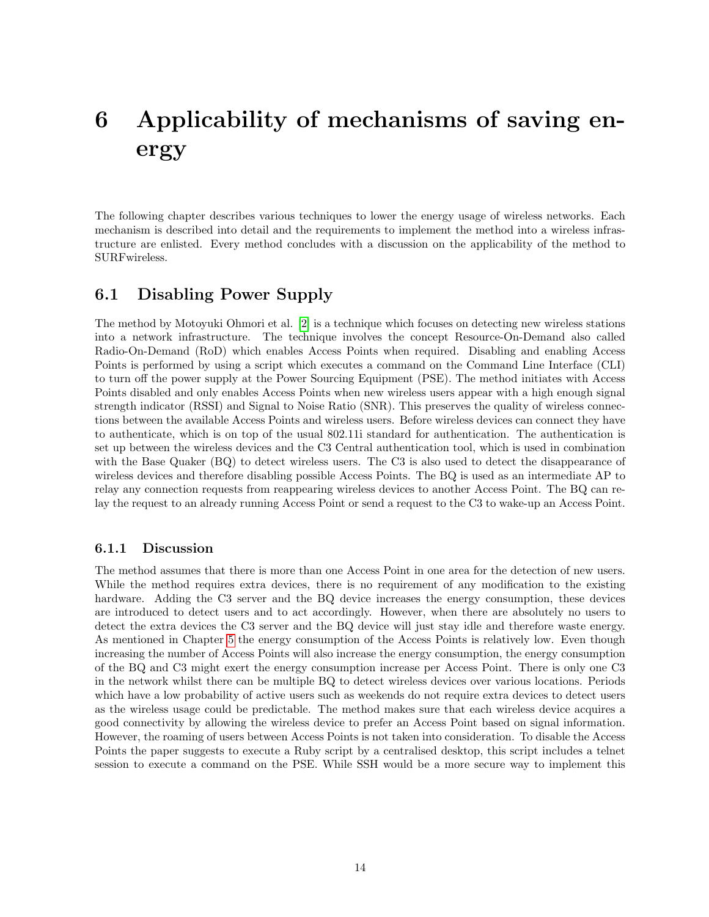# 6 Applicability of mechanisms of saving energy

The following chapter describes various techniques to lower the energy usage of wireless networks. Each mechanism is described into detail and the requirements to implement the method into a wireless infrastructure are enlisted. Every method concludes with a discussion on the applicability of the method to SURFwireless.

## 6.1 Disabling Power Supply

The method by Motoyuki Ohmori et al. [2] is a technique which focuses on detecting new wireless stations into a network infrastructure. The technique involves the concept Resource-On-Demand also called Radio-On-Demand (RoD) which enables Access Points when required. Disabling and enabling Access Points is performed by using a script which executes a command on the Command Line Interface (CLI) to turn off the power supply at the Power Sourcing Equipment (PSE). The method initiates with Access Points disabled and only enables Access Points when new wireless users appear with a high enough signal strength indicator (RSSI) and Signal to Noise Ratio (SNR). This preserves the quality of wireless connections between the available Access Points and wireless users. Before wireless devices can connect they have to authenticate, which is on top of the usual 802.11i standard for authentication. The authentication is set up between the wireless devices and the C3 Central authentication tool, which is used in combination with the Base Quaker (BQ) to detect wireless users. The C3 is also used to detect the disappearance of wireless devices and therefore disabling possible Access Points. The BQ is used as an intermediate AP to relay any connection requests from reappearing wireless devices to another Access Point. The BQ can relay the request to an already running Access Point or send a request to the C3 to wake-up an Access Point.

### 6.1.1 Discussion

The method assumes that there is more than one Access Point in one area for the detection of new users. While the method requires extra devices, there is no requirement of any modification to the existing hardware. Adding the C3 server and the BQ device increases the energy consumption, these devices are introduced to detect users and to act accordingly. However, when there are absolutely no users to detect the extra devices the C3 server and the BQ device will just stay idle and therefore waste energy. As mentioned in Chapter 5 the energy consumption of the Access Points is relatively low. Even though increasing the number of Access Points will also increase the energy consumption, the energy consumption of the BQ and C3 might exert the energy consumption increase per Access Point. There is only one C3 in the network whilst there can be multiple BQ to detect wireless devices over various locations. Periods which have a low probability of active users such as weekends do not require extra devices to detect users as the wireless usage could be predictable. The method makes sure that each wireless device acquires a good connectivity by allowing the wireless device to prefer an Access Point based on signal information. However, the roaming of users between Access Points is not taken into consideration. To disable the Access Points the paper suggests to execute a Ruby script by a centralised desktop, this script includes a telnet session to execute a command on the PSE. While SSH would be a more secure way to implement this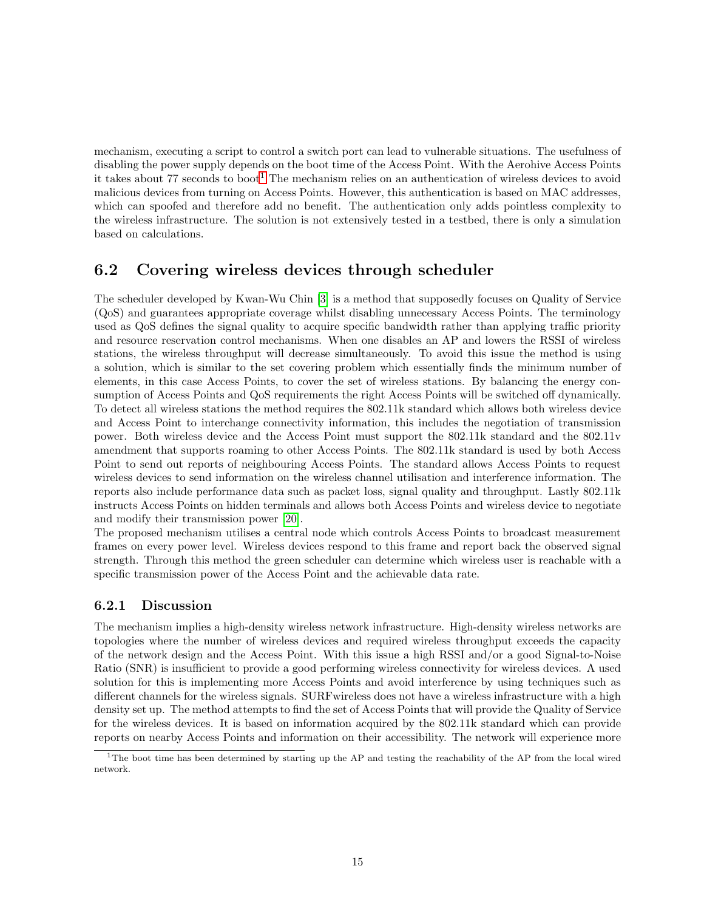mechanism, executing a script to control a switch port can lead to vulnerable situations. The usefulness of disabling the power supply depends on the boot time of the Access Point. With the Aerohive Access Points it takes about 77 seconds to boot[1] The mechanism relies on an authentication of wireless devices to avoid malicious devices from turning on Access Points. However, this authentication is based on MAC addresses, which can spoofed and therefore add no benefit. The authentication only adds pointless complexity to the wireless infrastructure. The solution is not extensively tested in a testbed, there is only a simulation based on calculations.

## 6.2 Covering wireless devices through scheduler

The scheduler developed by Kwan-Wu Chin [3] is a method that supposedly focuses on Quality of Service (QoS) and guarantees appropriate coverage whilst disabling unnecessary Access Points. The terminology used as QoS defines the signal quality to acquire specific bandwidth rather than applying traffic priority and resource reservation control mechanisms. When one disables an AP and lowers the RSSI of wireless stations, the wireless throughput will decrease simultaneously. To avoid this issue the method is using a solution, which is similar to the set covering problem which essentially finds the minimum number of elements, in this case Access Points, to cover the set of wireless stations. By balancing the energy consumption of Access Points and QoS requirements the right Access Points will be switched off dynamically. To detect all wireless stations the method requires the 802.11k standard which allows both wireless device and Access Point to interchange connectivity information, this includes the negotiation of transmission power. Both wireless device and the Access Point must support the 802.11k standard and the 802.11v amendment that supports roaming to other Access Points. The 802.11k standard is used by both Access Point to send out reports of neighbouring Access Points. The standard allows Access Points to request wireless devices to send information on the wireless channel utilisation and interference information. The reports also include performance data such as packet loss, signal quality and throughput. Lastly 802.11k instructs Access Points on hidden terminals and allows both Access Points and wireless device to negotiate and modify their transmission power [20].

The proposed mechanism utilises a central node which controls Access Points to broadcast measurement frames on every power level. Wireless devices respond to this frame and report back the observed signal strength. Through this method the green scheduler can determine which wireless user is reachable with a specific transmission power of the Access Point and the achievable data rate.

### 6.2.1 Discussion

The mechanism implies a high-density wireless network infrastructure. High-density wireless networks are topologies where the number of wireless devices and required wireless throughput exceeds the capacity of the network design and the Access Point. With this issue a high RSSI and/or a good Signal-to-Noise Ratio (SNR) is insufficient to provide a good performing wireless connectivity for wireless devices. A used solution for this is implementing more Access Points and avoid interference by using techniques such as different channels for the wireless signals. SURFwireless does not have a wireless infrastructure with a high density set up. The method attempts to find the set of Access Points that will provide the Quality of Service for the wireless devices. It is based on information acquired by the 802.11k standard which can provide reports on nearby Access Points and information on their accessibility. The network will experience more

[1] The boot time has been determined by starting up the AP and testing the reachability of the AP from the local wired network.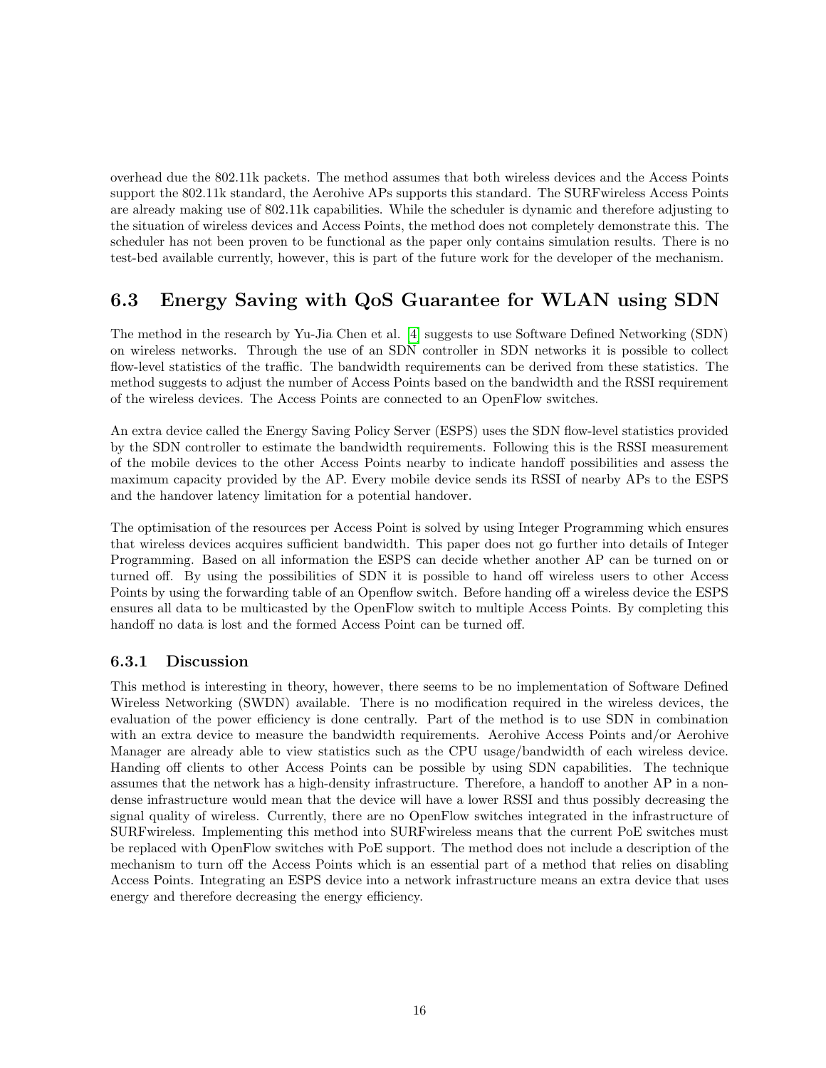overhead due the 802.11k packets. The method assumes that both wireless devices and the Access Points support the 802.11k standard, the Aerohive APs supports this standard. The SURFwireless Access Points are already making use of 802.11k capabilities. While the scheduler is dynamic and therefore adjusting to the situation of wireless devices and Access Points, the method does not completely demonstrate this. The scheduler has not been proven to be functional as the paper only contains simulation results. There is no test-bed available currently, however, this is part of the future work for the developer of the mechanism.

## 6.3 Energy Saving with QoS Guarantee for WLAN using SDN

The method in the research by Yu-Jia Chen et al. [4] suggests to use Software Defined Networking (SDN) on wireless networks. Through the use of an SDN controller in SDN networks it is possible to collect flow-level statistics of the traffic. The bandwidth requirements can be derived from these statistics. The method suggests to adjust the number of Access Points based on the bandwidth and the RSSI requirement of the wireless devices. The Access Points are connected to an OpenFlow switches.

An extra device called the Energy Saving Policy Server (ESPS) uses the SDN flow-level statistics provided by the SDN controller to estimate the bandwidth requirements. Following this is the RSSI measurement of the mobile devices to the other Access Points nearby to indicate handoff possibilities and assess the maximum capacity provided by the AP. Every mobile device sends its RSSI of nearby APs to the ESPS and the handover latency limitation for a potential handover.

The optimisation of the resources per Access Point is solved by using Integer Programming which ensures that wireless devices acquires sufficient bandwidth. This paper does not go further into details of Integer Programming. Based on all information the ESPS can decide whether another AP can be turned on or turned off. By using the possibilities of SDN it is possible to hand off wireless users to other Access Points by using the forwarding table of an Openflow switch. Before handing off a wireless device the ESPS ensures all data to be multicasted by the OpenFlow switch to multiple Access Points. By completing this handoff no data is lost and the formed Access Point can be turned off.

### 6.3.1 Discussion

This method is interesting in theory, however, there seems to be no implementation of Software Defined Wireless Networking (SWDN) available. There is no modification required in the wireless devices, the evaluation of the power efficiency is done centrally. Part of the method is to use SDN in combination with an extra device to measure the bandwidth requirements. Aerohive Access Points and/or Aerohive Manager are already able to view statistics such as the CPU usage/bandwidth of each wireless device. Handing off clients to other Access Points can be possible by using SDN capabilities. The technique assumes that the network has a high-density infrastructure. Therefore, a handoff to another AP in a non-dense infrastructure would mean that the device will have a lower RSSI and thus possibly decreasing the signal quality of wireless. Currently, there are no OpenFlow switches integrated in the infrastructure of SURFwireless. Implementing this method into SURFwireless means that the current PoE switches must be replaced with OpenFlow switches with PoE support. The method does not include a description of the mechanism to turn off the Access Points which is an essential part of a method that relies on disabling Access Points. Integrating an ESPS device into a network infrastructure means an extra device that uses energy and therefore decreasing the energy efficiency.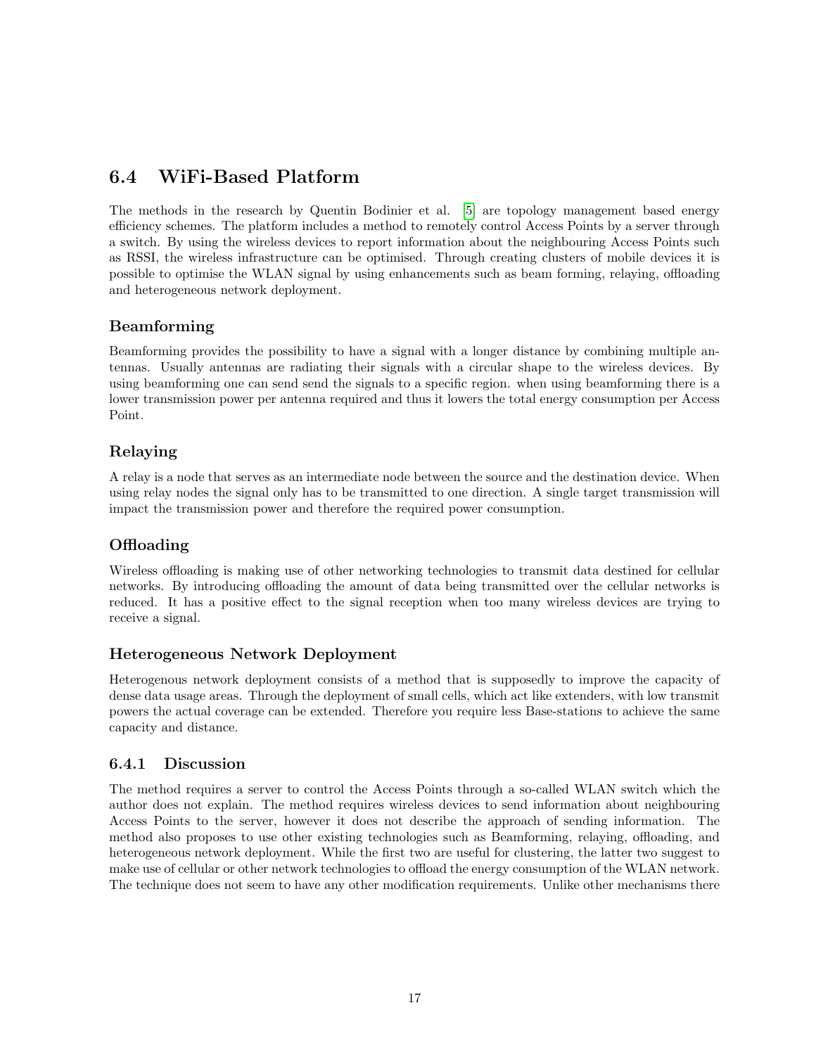## 6.4 WiFi-Based Platform

The methods in the research by Quentin Bodinier et al. [5] are topology management based energy efficiency schemes. The platform includes a method to remotely control Access Points by a server through a switch. By using the wireless devices to report information about the neighbouring Access Points such as RSSI, the wireless infrastructure can be optimised. Through creating clusters of mobile devices it is possible to optimise the WLAN signal by using enhancements such as beam forming, relaying, offloading and heterogeneous network deployment.

### Beamforming

Beamforming provides the possibility to have a signal with a longer distance by combining multiple antennas. Usually antennas are radiating their signals with a circular shape to the wireless devices. By using beamforming one can send send the signals to a specific region. when using beamforming there is a lower transmission power per antenna required and thus it lowers the total energy consumption per Access Point.

### Relaying

A relay is a node that serves as an intermediate node between the source and the destination device. When using relay nodes the signal only has to be transmitted to one direction. A single target transmission will impact the transmission power and therefore the required power consumption.

### Offloading

Wireless offloading is making use of other networking technologies to transmit data destined for cellular networks. By introducing offloading the amount of data being transmitted over the cellular networks is reduced. It has a positive effect to the signal reception when too many wireless devices are trying to receive a signal.

### Heterogeneous Network Deployment

Heterogenous network deployment consists of a method that is supposedly to improve the capacity of dense data usage areas. Through the deployment of small cells, which act like extenders, with low transmit powers the actual coverage can be extended. Therefore you require less Base-stations to achieve the same capacity and distance.

### 6.4.1 Discussion

The method requires a server to control the Access Points through a so-called WLAN switch which the author does not explain. The method requires wireless devices to send information about neighbouring Access Points to the server, however it does not describe the approach of sending information. The method also proposes to use other existing technologies such as Beamforming, relaying, offloading, and heterogeneous network deployment. While the first two are useful for clustering, the latter two suggest to make use of cellular or other network technologies to offload the energy consumption of the WLAN network. The technique does not seem to have any other modification requirements. Unlike other mechanisms there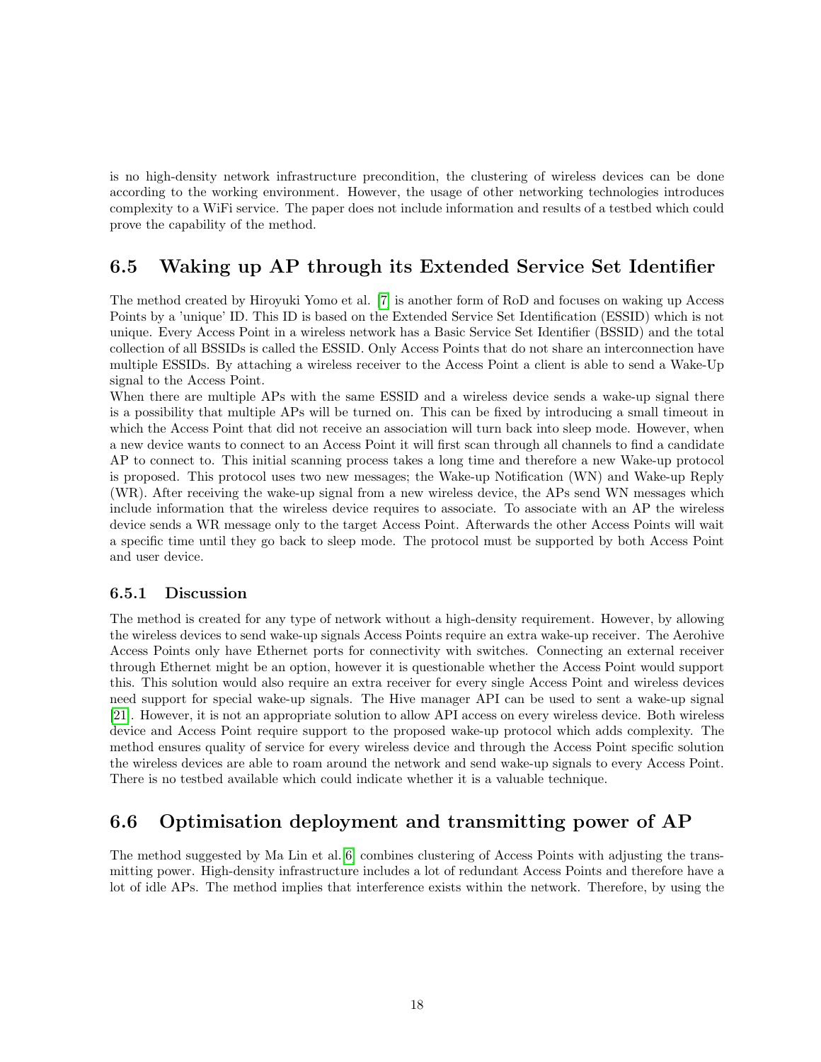is no high-density network infrastructure precondition, the clustering of wireless devices can be done according to the working environment. However, the usage of other networking technologies introduces complexity to a WiFi service. The paper does not include information and results of a testbed which could prove the capability of the method.

## 6.5 Waking up AP through its Extended Service Set Identifier

The method created by Hiroyuki Yomo et al. [7] is another form of RoD and focuses on waking up Access Points by a 'unique' ID. This ID is based on the Extended Service Set Identification (ESSID) which is not unique. Every Access Point in a wireless network has a Basic Service Set Identifier (BSSID) and the total collection of all BSSIDs is called the ESSID. Only Access Points that do not share an interconnection have multiple ESSIDs. By attaching a wireless receiver to the Access Point a client is able to send a Wake-Up signal to the Access Point.

When there are multiple APs with the same ESSID and a wireless device sends a wake-up signal there is a possibility that multiple APs will be turned on. This can be fixed by introducing a small timeout in which the Access Point that did not receive an association will turn back into sleep mode. However, when a new device wants to connect to an Access Point it will first scan through all channels to find a candidate AP to connect to. This initial scanning process takes a long time and therefore a new Wake-up protocol is proposed. This protocol uses two new messages; the Wake-up Notification (WN) and Wake-up Reply (WR). After receiving the wake-up signal from a new wireless device, the APs send WN messages which include information that the wireless device requires to associate. To associate with an AP the wireless device sends a WR message only to the target Access Point. Afterwards the other Access Points will wait a specific time until they go back to sleep mode. The protocol must be supported by both Access Point and user device.

### 6.5.1 Discussion

The method is created for any type of network without a high-density requirement. However, by allowing the wireless devices to send wake-up signals Access Points require an extra wake-up receiver. The Aerohive Access Points only have Ethernet ports for connectivity with switches. Connecting an external receiver through Ethernet might be an option, however it is questionable whether the Access Point would support this. This solution would also require an extra receiver for every single Access Point and wireless devices need support for special wake-up signals. The Hive manager API can be used to sent a wake-up signal [21]. However, it is not an appropriate solution to allow API access on every wireless device. Both wireless device and Access Point require support to the proposed wake-up protocol which adds complexity. The method ensures quality of service for every wireless device and through the Access Point specific solution the wireless devices are able to roam around the network and send wake-up signals to every Access Point. There is no testbed available which could indicate whether it is a valuable technique.

## 6.6 Optimisation deployment and transmitting power of AP

The method suggested by Ma Lin et al. [6] combines clustering of Access Points with adjusting the transmitting power. High-density infrastructure includes a lot of redundant Access Points and therefore have a lot of idle APs. The method implies that interference exists within the network. Therefore, by using the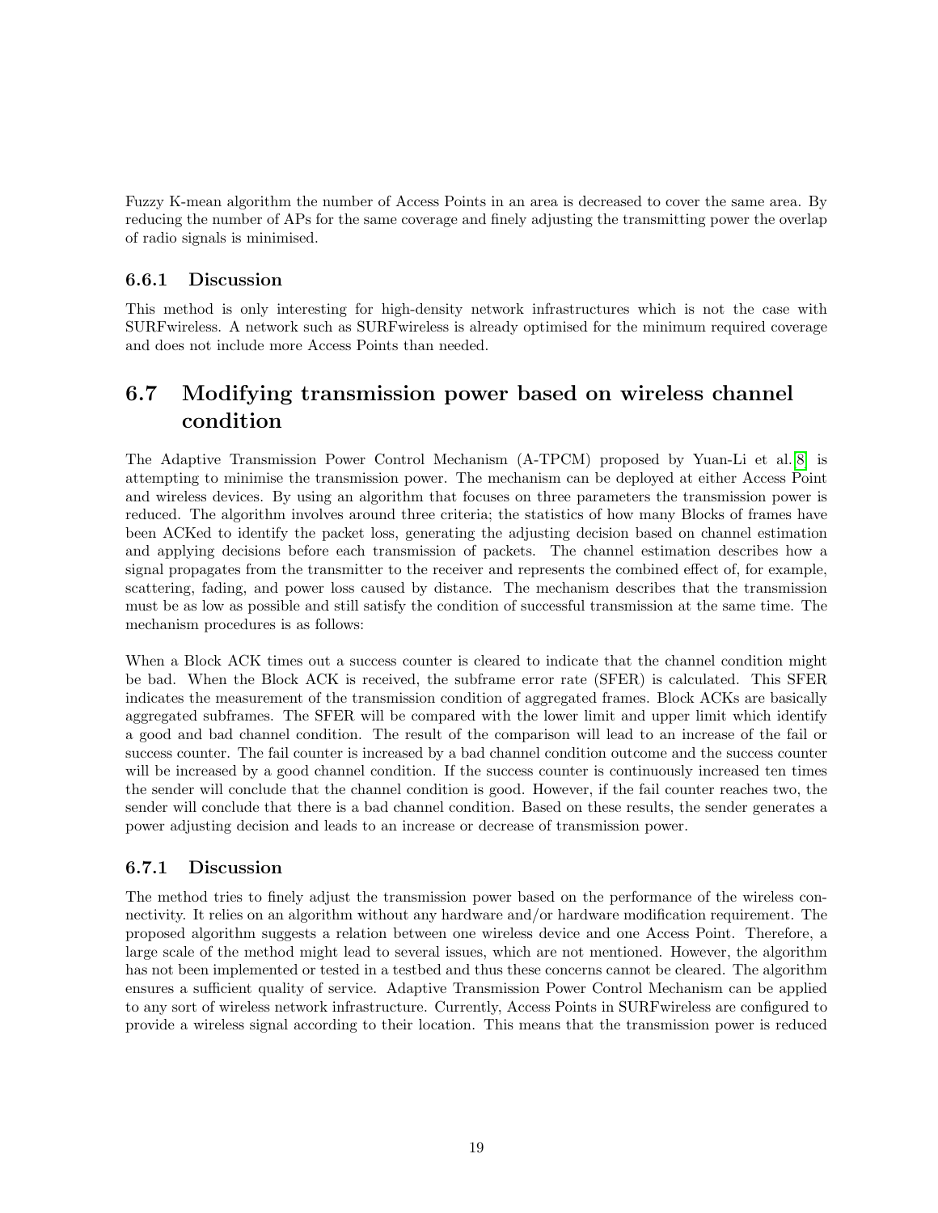Fuzzy K-mean algorithm the number of Access Points in an area is decreased to cover the same area. By reducing the number of APs for the same coverage and finely adjusting the transmitting power the overlap of radio signals is minimised.

### 6.6.1 Discussion

This method is only interesting for high-density network infrastructures which is not the case with SURFwireless. A network such as SURFwireless is already optimised for the minimum required coverage and does not include more Access Points than needed.

## 6.7 Modifying transmission power based on wireless channel condition

The Adaptive Transmission Power Control Mechanism (A-TPCM) proposed by Yuan-Li et al.[8] is attempting to minimise the transmission power. The mechanism can be deployed at either Access Point and wireless devices. By using an algorithm that focuses on three parameters the transmission power is reduced. The algorithm involves around three criteria; the statistics of how many Blocks of frames have been ACKed to identify the packet loss, generating the adjusting decision based on channel estimation and applying decisions before each transmission of packets. The channel estimation describes how a signal propagates from the transmitter to the receiver and represents the combined effect of, for example, scattering, fading, and power loss caused by distance. The mechanism describes that the transmission must be as low as possible and still satisfy the condition of successful transmission at the same time. The mechanism procedures is as follows:

When a Block ACK times out a success counter is cleared to indicate that the channel condition might be bad. When the Block ACK is received, the subframe error rate (SFER) is calculated. This SFER indicates the measurement of the transmission condition of aggregated frames. Block ACKs are basically aggregated subframes. The SFER will be compared with the lower limit and upper limit which identify a good and bad channel condition. The result of the comparison will lead to an increase of the fail or success counter. The fail counter is increased by a bad channel condition outcome and the success counter will be increased by a good channel condition. If the success counter is continuously increased ten times the sender will conclude that the channel condition is good. However, if the fail counter reaches two, the sender will conclude that there is a bad channel condition. Based on these results, the sender generates a power adjusting decision and leads to an increase or decrease of transmission power.

### 6.7.1 Discussion

The method tries to finely adjust the transmission power based on the performance of the wireless connectivity. It relies on an algorithm without any hardware and/or hardware modification requirement. The proposed algorithm suggests a relation between one wireless device and one Access Point. Therefore, a large scale of the method might lead to several issues, which are not mentioned. However, the algorithm has not been implemented or tested in a testbed and thus these concerns cannot be cleared. The algorithm ensures a sufficient quality of service. Adaptive Transmission Power Control Mechanism can be applied to any sort of wireless network infrastructure. Currently, Access Points in SURFwireless are configured to provide a wireless signal according to their location. This means that the transmission power is reduced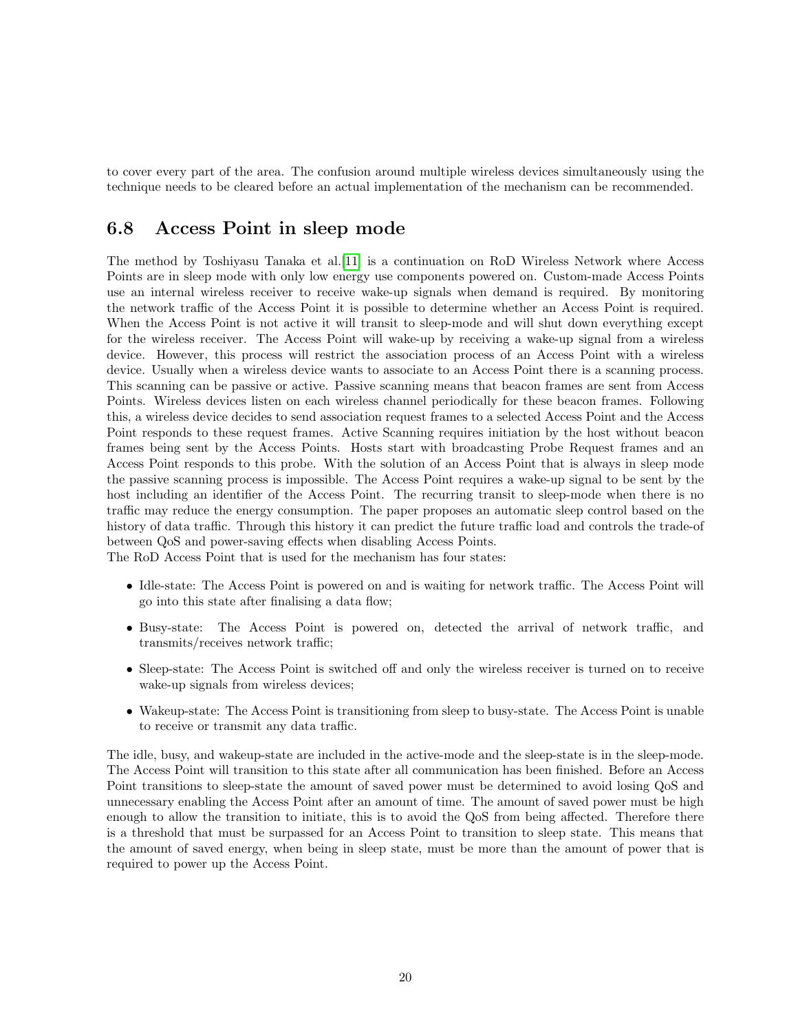to cover every part of the area. The confusion around multiple wireless devices simultaneously using the technique needs to be cleared before an actual implementation of the mechanism can be recommended.

## 6.8 Access Point in sleep mode

The method by Toshiyasu Tanaka et al.[11] is a continuation on RoD Wireless Network where Access Points are in sleep mode with only low energy use components powered on. Custom-made Access Points use an internal wireless receiver to receive wake-up signals when demand is required. By monitoring the network traffic of the Access Point it is possible to determine whether an Access Point is required. When the Access Point is not active it will transit to sleep-mode and will shut down everything except for the wireless receiver. The Access Point will wake-up by receiving a wake-up signal from a wireless device. However, this process will restrict the association process of an Access Point with a wireless device. Usually when a wireless device wants to associate to an Access Point there is a scanning process. This scanning can be passive or active. Passive scanning means that beacon frames are sent from Access Points. Wireless devices listen on each wireless channel periodically for these beacon frames. Following this, a wireless device decides to send association request frames to a selected Access Point and the Access Point responds to these request frames. Active Scanning requires initiation by the host without beacon frames being sent by the Access Points. Hosts start with broadcasting Probe Request frames and an Access Point responds to this probe. With the solution of an Access Point that is always in sleep mode the passive scanning process is impossible. The Access Point requires a wake-up signal to be sent by the host including an identifier of the Access Point. The recurring transit to sleep-mode when there is no traffic may reduce the energy consumption. The paper proposes an automatic sleep control based on the history of data traffic. Through this history it can predict the future traffic load and controls the trade-of between QoS and power-saving effects when disabling Access Points.
The RoD Access Point that is used for the mechanism has four states:

- Idle-state: The Access Point is powered on and is waiting for network traffic. The Access Point will go into this state after finalising a data flow;
- Busy-state: The Access Point is powered on, detected the arrival of network traffic, and transmits/receives network traffic;
- Sleep-state: The Access Point is switched off and only the wireless receiver is turned on to receive wake-up signals from wireless devices;
- Wakeup-state: The Access Point is transitioning from sleep to busy-state. The Access Point is unable to receive or transmit any data traffic.

The idle, busy, and wakeup-state are included in the active-mode and the sleep-state is in the sleep-mode. The Access Point will transition to this state after all communication has been finished. Before an Access Point transitions to sleep-state the amount of saved power must be determined to avoid losing QoS and unnecessary enabling the Access Point after an amount of time. The amount of saved power must be high enough to allow the transition to initiate, this is to avoid the QoS from being affected. Therefore there is a threshold that must be surpassed for an Access Point to transition to sleep state. This means that the amount of saved energy, when being in sleep state, must be more than the amount of power that is required to power up the Access Point.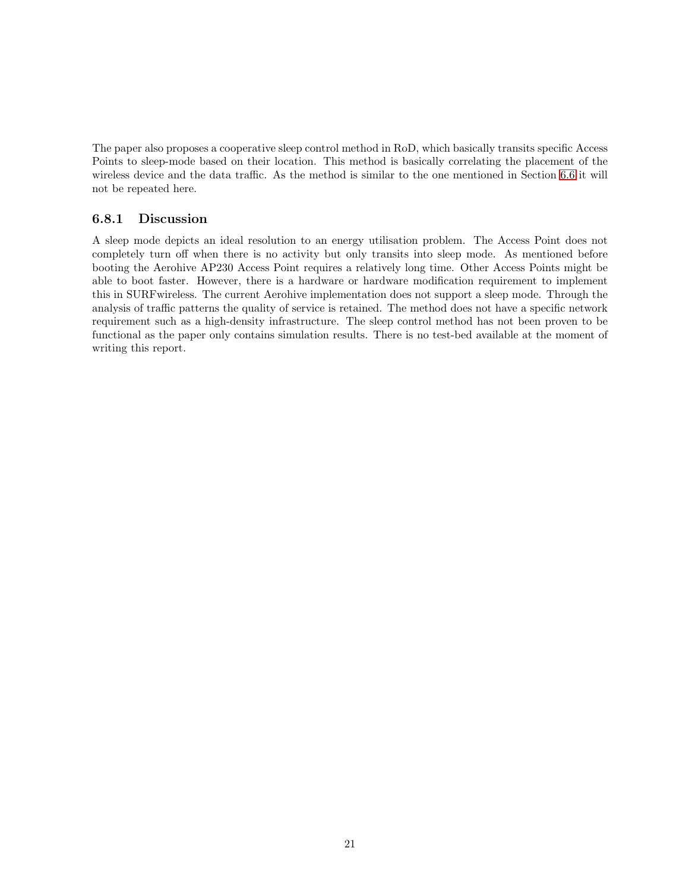The paper also proposes a cooperative sleep control method in RoD, which basically transits specific Access Points to sleep-mode based on their location. This method is basically correlating the placement of the wireless device and the data traffic. As the method is similar to the one mentioned in Section 6.6 it will not be repeated here.

### 6.8.1 Discussion

A sleep mode depicts an ideal resolution to an energy utilisation problem. The Access Point does not completely turn off when there is no activity but only transits into sleep mode. As mentioned before booting the Aerohive AP230 Access Point requires a relatively long time. Other Access Points might be able to boot faster. However, there is a hardware or hardware modification requirement to implement this in SURFwireless. The current Aerohive implementation does not support a sleep mode. Through the analysis of traffic patterns the quality of service is retained. The method does not have a specific network requirement such as a high-density infrastructure. The sleep control method has not been proven to be functional as the paper only contains simulation results. There is no test-bed available at the moment of writing this report.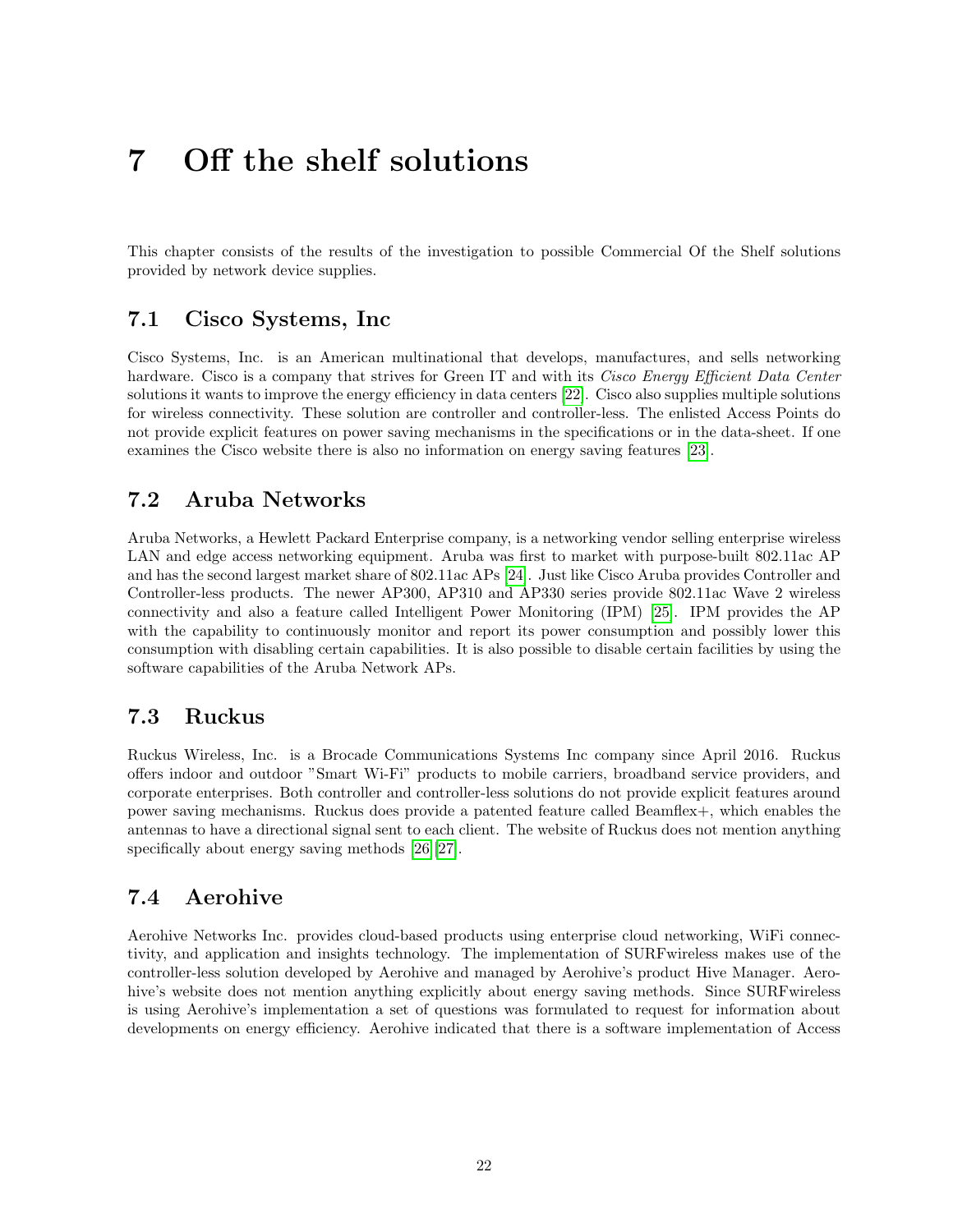# 7 Off the shelf solutions

This chapter consists of the results of the investigation to possible Commercial Of the Shelf solutions provided by network device supplies.

## 7.1 Cisco Systems, Inc

Cisco Systems, Inc. is an American multinational that develops, manufactures, and sells networking hardware. Cisco is a company that strives for Green IT and with its *Cisco Energy Efficient Data Center* solutions it wants to improve the energy efficiency in data centers [22]. Cisco also supplies multiple solutions for wireless connectivity. These solution are controller and controller-less. The enlisted Access Points do not provide explicit features on power saving mechanisms in the specifications or in the data-sheet. If one examines the Cisco website there is also no information on energy saving features [23].

## 7.2 Aruba Networks

Aruba Networks, a Hewlett Packard Enterprise company, is a networking vendor selling enterprise wireless LAN and edge access networking equipment. Aruba was first to market with purpose-built 802.11ac AP and has the second largest market share of 802.11ac APs [24]. Just like Cisco Aruba provides Controller and Controller-less products. The newer AP300, AP310 and AP330 series provide 802.11ac Wave 2 wireless connectivity and also a feature called Intelligent Power Monitoring (IPM) [25]. IPM provides the AP with the capability to continuously monitor and report its power consumption and possibly lower this consumption with disabling certain capabilities. It is also possible to disable certain facilities by using the software capabilities of the Aruba Network APs.

## 7.3 Ruckus

Ruckus Wireless, Inc. is a Brocade Communications Systems Inc company since April 2016. Ruckus offers indoor and outdoor "Smart Wi-Fi" products to mobile carriers, broadband service providers, and corporate enterprises. Both controller and controller-less solutions do not provide explicit features around power saving mechanisms. Ruckus does provide a patented feature called Beamflex+, which enables the antennas to have a directional signal sent to each client. The website of Ruckus does not mention anything specifically about energy saving methods [26][27].

## 7.4 Aerohive

Aerohive Networks Inc. provides cloud-based products using enterprise cloud networking, WiFi connectivity, and application and insights technology. The implementation of SURFwireless makes use of the controller-less solution developed by Aerohive and managed by Aerohive's product Hive Manager. Aerohive's website does not mention anything explicitly about energy saving methods. Since SURFwireless is using Aerohive's implementation a set of questions was formulated to request for information about developments on energy efficiency. Aerohive indicated that there is a software implementation of Access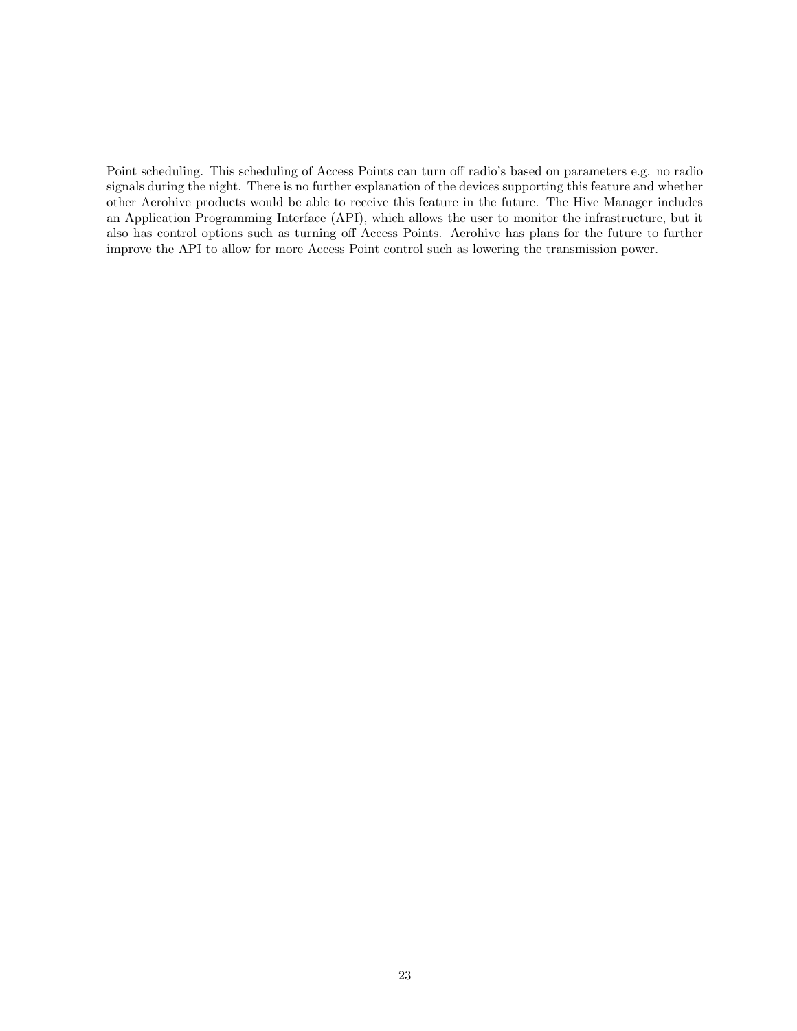Point scheduling. This scheduling of Access Points can turn off radio's based on parameters e.g. no radio signals during the night. There is no further explanation of the devices supporting this feature and whether other Aerohive products would be able to receive this feature in the future. The Hive Manager includes an Application Programming Interface (API), which allows the user to monitor the infrastructure, but it also has control options such as turning off Access Points. Aerohive has plans for the future to further improve the API to allow for more Access Point control such as lowering the transmission power.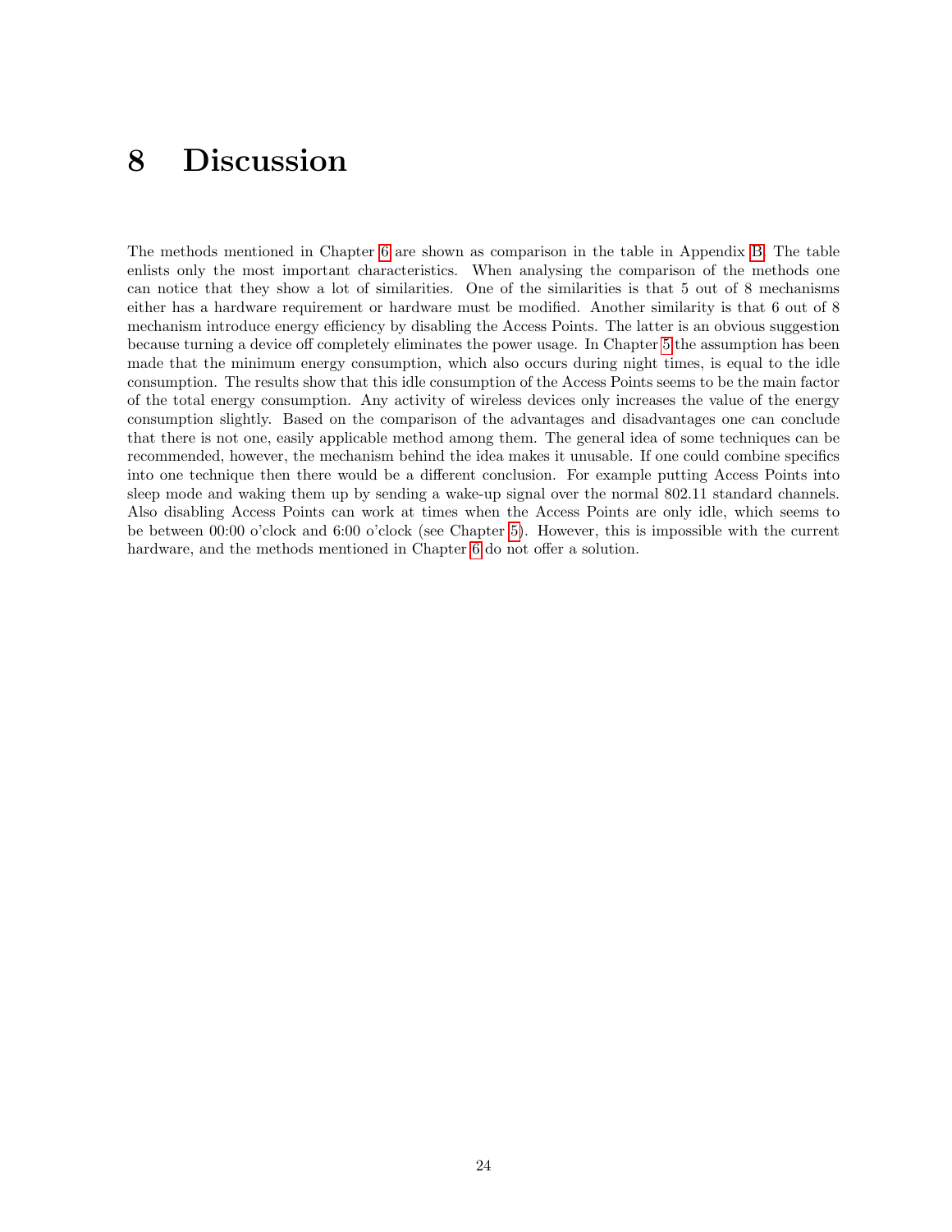# 8 Discussion

The methods mentioned in Chapter 6 are shown as comparison in the table in Appendix B. The table enlists only the most important characteristics. When analysing the comparison of the methods one can notice that they show a lot of similarities. One of the similarities is that 5 out of 8 mechanisms either has a hardware requirement or hardware must be modified. Another similarity is that 6 out of 8 mechanism introduce energy efficiency by disabling the Access Points. The latter is an obvious suggestion because turning a device off completely eliminates the power usage. In Chapter 5 the assumption has been made that the minimum energy consumption, which also occurs during night times, is equal to the idle consumption. The results show that this idle consumption of the Access Points seems to be the main factor of the total energy consumption. Any activity of wireless devices only increases the value of the energy consumption slightly. Based on the comparison of the advantages and disadvantages one can conclude that there is not one, easily applicable method among them. The general idea of some techniques can be recommended, however, the mechanism behind the idea makes it unusable. If one could combine specifics into one technique then there would be a different conclusion. For example putting Access Points into sleep mode and waking them up by sending a wake-up signal over the normal 802.11 standard channels. Also disabling Access Points can work at times when the Access Points are only idle, which seems to be between 00:00 o'clock and 6:00 o'clock (see Chapter 5). However, this is impossible with the current hardware, and the methods mentioned in Chapter 6 do not offer a solution.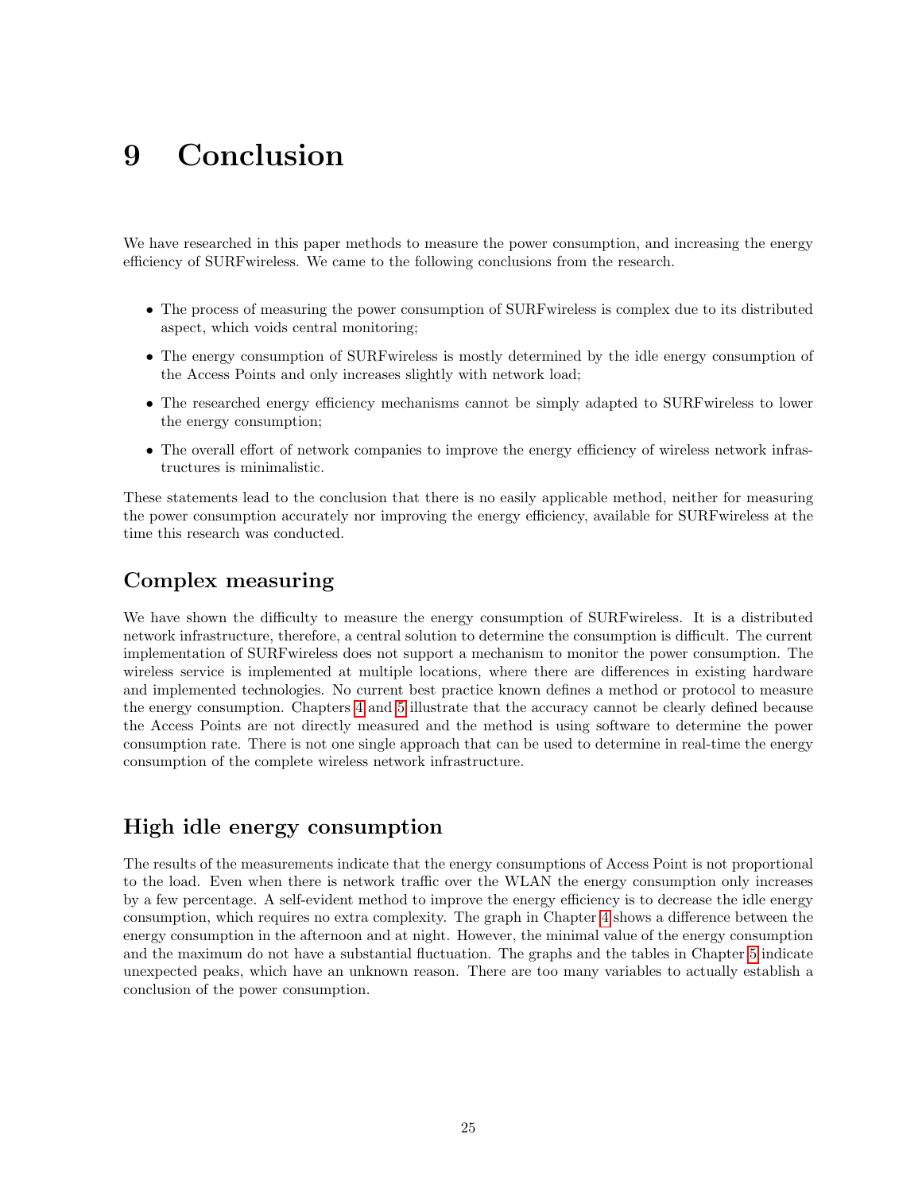# 9 Conclusion

We have researched in this paper methods to measure the power consumption, and increasing the energy efficiency of SURFwireless. We came to the following conclusions from the research.

- The process of measuring the power consumption of SURFwireless is complex due to its distributed aspect, which voids central monitoring;
- The energy consumption of SURFwireless is mostly determined by the idle energy consumption of the Access Points and only increases slightly with network load;
- The researched energy efficiency mechanisms cannot be simply adapted to SURFwireless to lower the energy consumption;
- The overall effort of network companies to improve the energy efficiency of wireless network infrastructures is minimalistic.

These statements lead to the conclusion that there is no easily applicable method, neither for measuring the power consumption accurately nor improving the energy efficiency, available for SURFwireless at the time this research was conducted.

## Complex measuring

We have shown the difficulty to measure the energy consumption of SURFwireless. It is a distributed network infrastructure, therefore, a central solution to determine the consumption is difficult. The current implementation of SURFwireless does not support a mechanism to monitor the power consumption. The wireless service is implemented at multiple locations, where there are differences in existing hardware and implemented technologies. No current best practice known defines a method or protocol to measure the energy consumption. Chapters 4 and 5 illustrate that the accuracy cannot be clearly defined because the Access Points are not directly measured and the method is using software to determine the power consumption rate. There is not one single approach that can be used to determine in real-time the energy consumption of the complete wireless network infrastructure.

## High idle energy consumption

The results of the measurements indicate that the energy consumptions of Access Point is not proportional to the load. Even when there is network traffic over the WLAN the energy consumption only increases by a few percentage. A self-evident method to improve the energy efficiency is to decrease the idle energy consumption, which requires no extra complexity. The graph in Chapter 4 shows a difference between the energy consumption in the afternoon and at night. However, the minimal value of the energy consumption and the maximum do not have a substantial fluctuation. The graphs and the tables in Chapter 5 indicate unexpected peaks, which have an unknown reason. There are too many variables to actually establish a conclusion of the power consumption.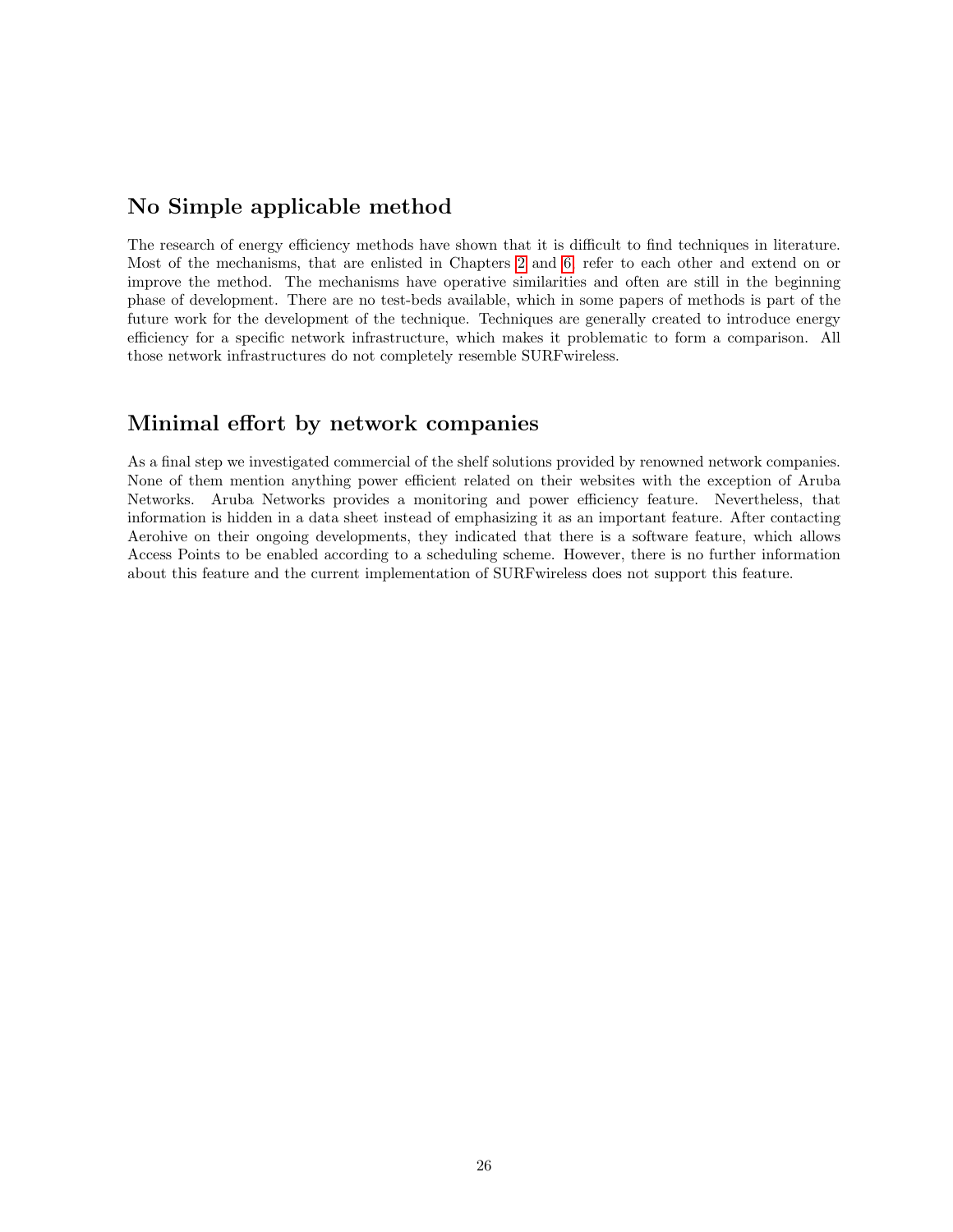## No Simple applicable method

The research of energy efficiency methods have shown that it is difficult to find techniques in literature. Most of the mechanisms, that are enlisted in Chapters 2 and 6, refer to each other and extend on or improve the method. The mechanisms have operative similarities and often are still in the beginning phase of development. There are no test-beds available, which in some papers of methods is part of the future work for the development of the technique. Techniques are generally created to introduce energy efficiency for a specific network infrastructure, which makes it problematic to form a comparison. All those network infrastructures do not completely resemble SURFwireless.

## Minimal effort by network companies

As a final step we investigated commercial of the shelf solutions provided by renowned network companies. None of them mention anything power efficient related on their websites with the exception of Aruba Networks. Aruba Networks provides a monitoring and power efficiency feature. Nevertheless, that information is hidden in a data sheet instead of emphasizing it as an important feature. After contacting Aerohive on their ongoing developments, they indicated that there is a software feature, which allows Access Points to be enabled according to a scheduling scheme. However, there is no further information about this feature and the current implementation of SURFwireless does not support this feature.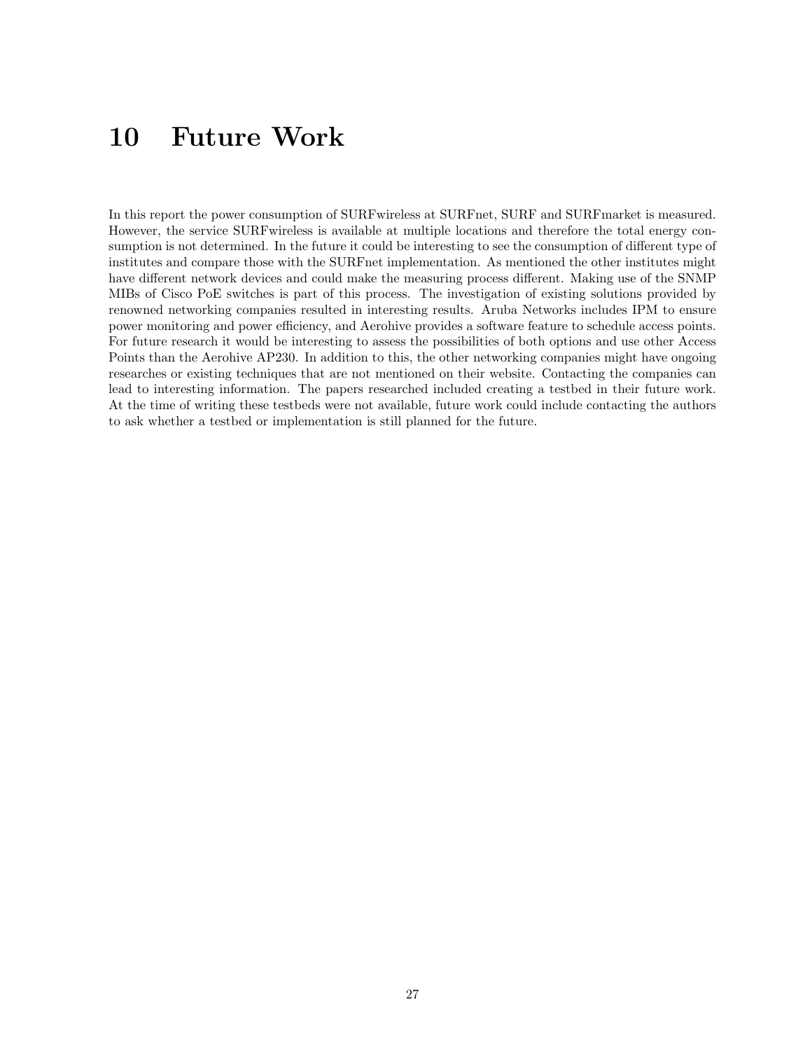# 10 Future Work

In this report the power consumption of SURFwireless at SURFnet, SURF and SURFmarket is measured. However, the service SURFwireless is available at multiple locations and therefore the total energy consumption is not determined. In the future it could be interesting to see the consumption of different type of institutes and compare those with the SURFnet implementation. As mentioned the other institutes might have different network devices and could make the measuring process different. Making use of the SNMP MIBs of Cisco PoE switches is part of this process. The investigation of existing solutions provided by renowned networking companies resulted in interesting results. Aruba Networks includes IPM to ensure power monitoring and power efficiency, and Aerohive provides a software feature to schedule access points. For future research it would be interesting to assess the possibilities of both options and use other Access Points than the Aerohive AP230. In addition to this, the other networking companies might have ongoing researches or existing techniques that are not mentioned on their website. Contacting the companies can lead to interesting information. The papers researched included creating a testbed in their future work. At the time of writing these testbeds were not available, future work could include contacting the authors to ask whether a testbed or implementation is still planned for the future.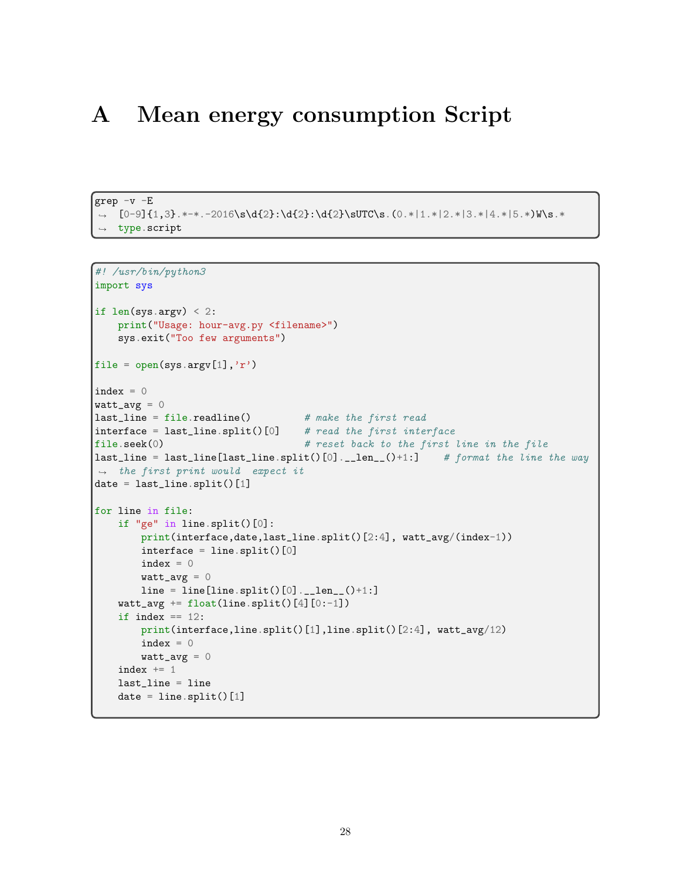# A Mean energy consumption Script

```
grep -v -E
↪ [0-9]{1,3}.*-*.-2016\s\d{2}:\d{2}:\d{2}\sUTC\s.(0.*|1.*|2.*|3.*|4.*|5.*)W\s.*
↪ type.script
```

```
#! /usr/bin/python3
import sys

if len(sys.argv) < 2:
    print("Usage: hour-avg.py <filename>")
    sys.exit("Too few arguments")

file = open(sys.argv[1],'r')

index = 0
watt_avg = 0
last_line = file.readline()         # make the first read
interface = last_line.split()[0]    # read the first interface
file.seek(0)                        # reset back to the first line in the file
last_line = last_line[last_line.split()[0].__len__()+1:]    # format the line the way
↪ the first print would  expect it
date = last_line.split()[1]

for line in file:
    if "ge" in line.split()[0]:
        print(interface,date,last_line.split()[2:4], watt_avg/(index-1))
        interface = line.split()[0]
        index = 0
        watt_avg = 0
        line = line[line.split()[0].__len__()+1:]
    watt_avg += float(line.split()[4][0:-1])
    if index == 12:
        print(interface,line.split()[1],line.split()[2:4], watt_avg/12)
        index = 0
        watt_avg = 0
    index += 1
    last_line = line
    date = line.split()[1]
```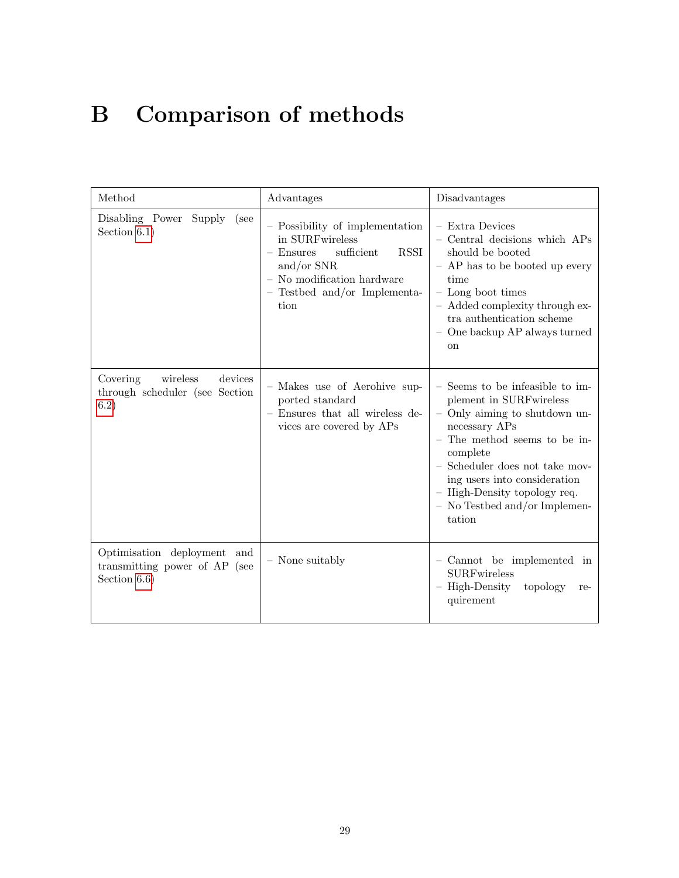# B Comparison of methods

| Method | Advantages | Disadvantages |
|---|---|---|
| Disabling Power Supply (see Section 6.1) | – Possibility of implementation in SURFwireless<br>– Ensures sufficient RSSI and/or SNR<br>– No modification hardware<br>– Testbed and/or Implementation | – Extra Devices<br>– Central decisions which APs should be booted<br>– AP has to be booted up every time<br>– Long boot times<br>– Added complexity through extra authentication scheme<br>– One backup AP always turned on |
| Covering wireless devices through scheduler (see Section 6.2) | – Makes use of Aerohive supported standard<br>– Ensures that all wireless devices are covered by APs | – Seems to be infeasible to implement in SURFwireless<br>– Only aiming to shutdown unnecessary APs<br>– The method seems to be incomplete<br>– Scheduler does not take moving users into consideration<br>– High-Density topology req.<br>– No Testbed and/or Implementation |
| Optimisation deployment and transmitting power of AP (see Section 6.6) | – None suitably | – Cannot be implemented in SURFwireless<br>– High-Density topology requirement |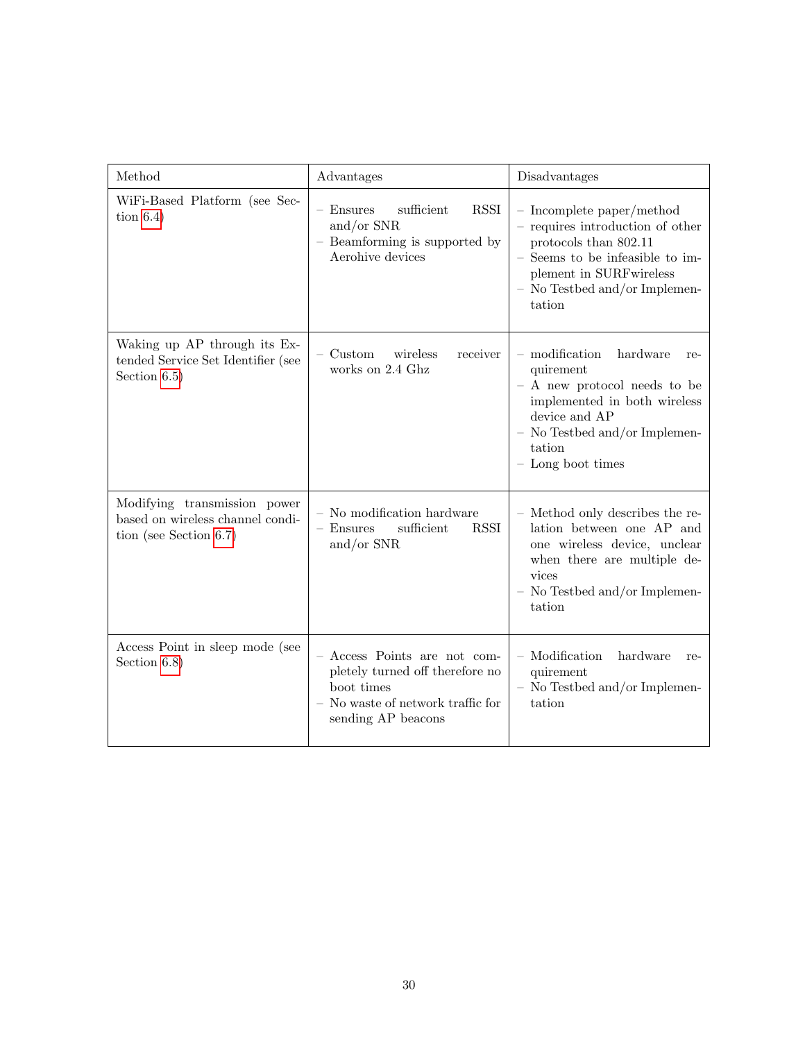| Method | Advantages | Disadvantages |
| --- | --- | --- |
| WiFi-Based Platform (see Section 6.4) | – Ensures sufficient RSSI and/or SNR<br>– Beamforming is supported by Aerohive devices | – Incomplete paper/method<br>– requires introduction of other protocols than 802.11<br>– Seems to be infeasible to implement in SURFwireless<br>– No Testbed and/or Implementation |
| Waking up AP through its Extended Service Set Identifier (see Section 6.5) | – Custom wireless receiver works on 2.4 Ghz | – modification hardware requirement<br>– A new protocol needs to be implemented in both wireless device and AP<br>– No Testbed and/or Implementation<br>– Long boot times |
| Modifying transmission power based on wireless channel condition (see Section 6.7) | – No modification hardware<br>– Ensures sufficient RSSI and/or SNR | – Method only describes the relation between one AP and one wireless device, unclear when there are multiple devices<br>– No Testbed and/or Implementation |
| Access Point in sleep mode (see Section 6.8) | – Access Points are not completely turned off therefore no boot times<br>– No waste of network traffic for sending AP beacons | – Modification hardware requirement<br>– No Testbed and/or Implementation |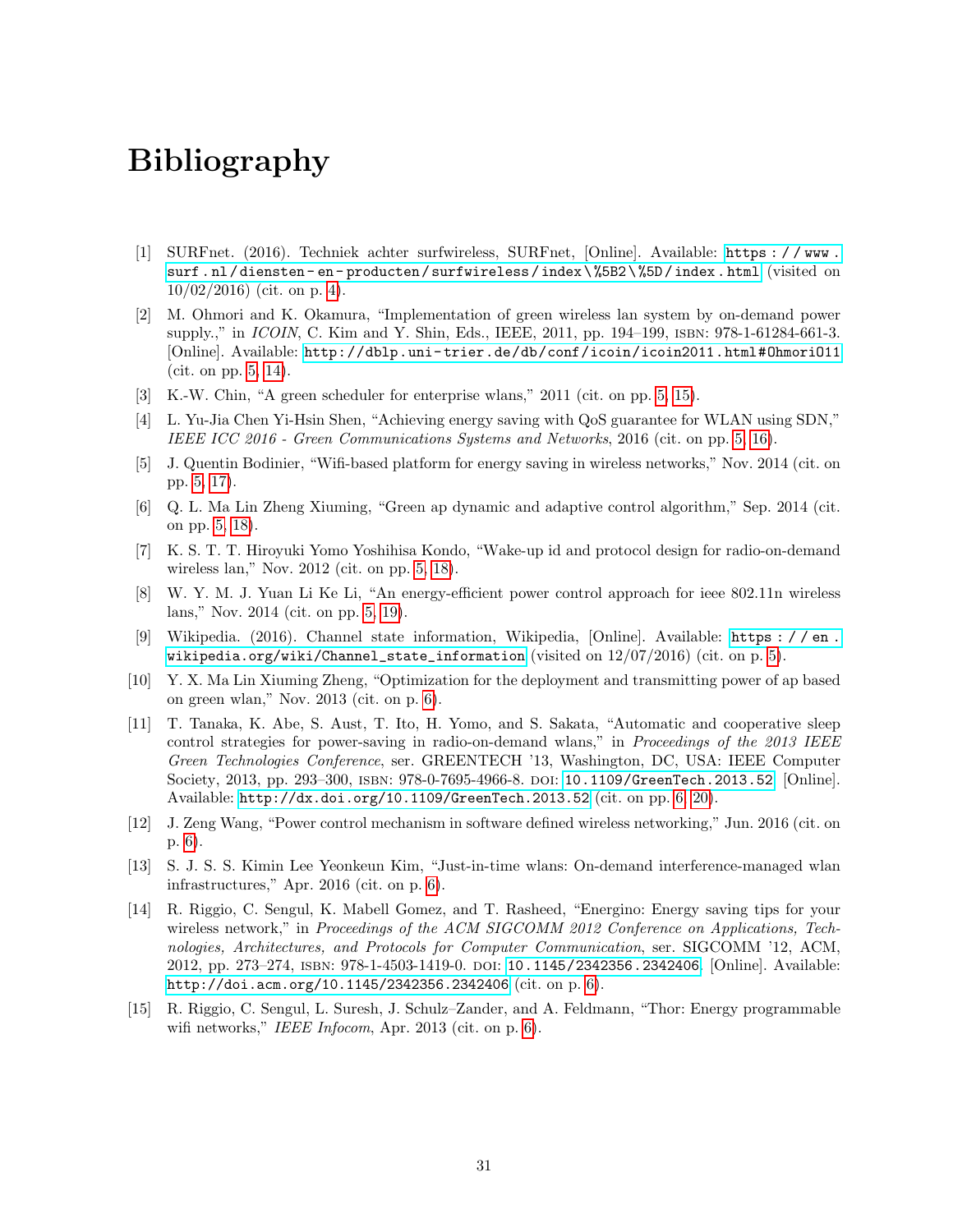# Bibliography

[1] SURFnet. (2016). Techniek achter surfwireless, SURFnet, [Online]. Available: https://www.surf.nl/diensten-en-producten/surfwireless/index\%5B2\%5D/index.html (visited on 10/02/2016) (cit. on p. 4).

[2] M. Ohmori and K. Okamura, "Implementation of green wireless lan system by on-demand power supply.," in *ICOIN*, C. Kim and Y. Shin, Eds., IEEE, 2011, pp. 194–199, ISBN: 978-1-61284-661-3. [Online]. Available: http://dblp.uni-trier.de/db/conf/icoin/icoin2011.html#OhmoriO11 (cit. on pp. 5, 14).

[3] K.-W. Chin, "A green scheduler for enterprise wlans," 2011 (cit. on pp. 5, 15).

[4] L. Yu-Jia Chen Yi-Hsin Shen, "Achieving energy saving with QoS guarantee for WLAN using SDN," *IEEE ICC 2016 - Green Communications Systems and Networks*, 2016 (cit. on pp. 5, 16).

[5] J. Quentin Bodinier, "Wifi-based platform for energy saving in wireless networks," Nov. 2014 (cit. on pp. 5, 17).

[6] Q. L. Ma Lin Zheng Xiuming, "Green ap dynamic and adaptive control algorithm," Sep. 2014 (cit. on pp. 5, 18).

[7] K. S. T. T. Hiroyuki Yomo Yoshihisa Kondo, "Wake-up id and protocol design for radio-on-demand wireless lan," Nov. 2012 (cit. on pp. 5, 18).

[8] W. Y. M. J. Yuan Li Ke Li, "An energy-efficient power control approach for ieee 802.11n wireless lans," Nov. 2014 (cit. on pp. 5, 19).

[9] Wikipedia. (2016). Channel state information, Wikipedia, [Online]. Available: https://en.wikipedia.org/wiki/Channel_state_information (visited on 12/07/2016) (cit. on p. 5).

[10] Y. X. Ma Lin Xiuming Zheng, "Optimization for the deployment and transmitting power of ap based on green wlan," Nov. 2013 (cit. on p. 6).

[11] T. Tanaka, K. Abe, S. Aust, T. Ito, H. Yomo, and S. Sakata, "Automatic and cooperative sleep control strategies for power-saving in radio-on-demand wlans," in *Proceedings of the 2013 IEEE Green Technologies Conference*, ser. GREENTECH '13, Washington, DC, USA: IEEE Computer Society, 2013, pp. 293–300, ISBN: 978-0-7695-4966-8. DOI: 10.1109/GreenTech.2013.52. [Online]. Available: http://dx.doi.org/10.1109/GreenTech.2013.52 (cit. on pp. 6, 20).

[12] J. Zeng Wang, "Power control mechanism in software defined wireless networking," Jun. 2016 (cit. on p. 6).

[13] S. J. S. S. Kimin Lee Yeonkeun Kim, "Just-in-time wlans: On-demand interference-managed wlan infrastructures," Apr. 2016 (cit. on p. 6).

[14] R. Riggio, C. Sengul, K. Mabell Gomez, and T. Rasheed, "Energino: Energy saving tips for your wireless network," in *Proceedings of the ACM SIGCOMM 2012 Conference on Applications, Technologies, Architectures, and Protocols for Computer Communication*, ser. SIGCOMM '12, ACM, 2012, pp. 273–274, ISBN: 978-1-4503-1419-0. DOI: 10.1145/2342356.2342406. [Online]. Available: http://doi.acm.org/10.1145/2342356.2342406 (cit. on p. 6).

[15] R. Riggio, C. Sengul, L. Suresh, J. Schulz–Zander, and A. Feldmann, "Thor: Energy programmable wifi networks," *IEEE Infocom*, Apr. 2013 (cit. on p. 6).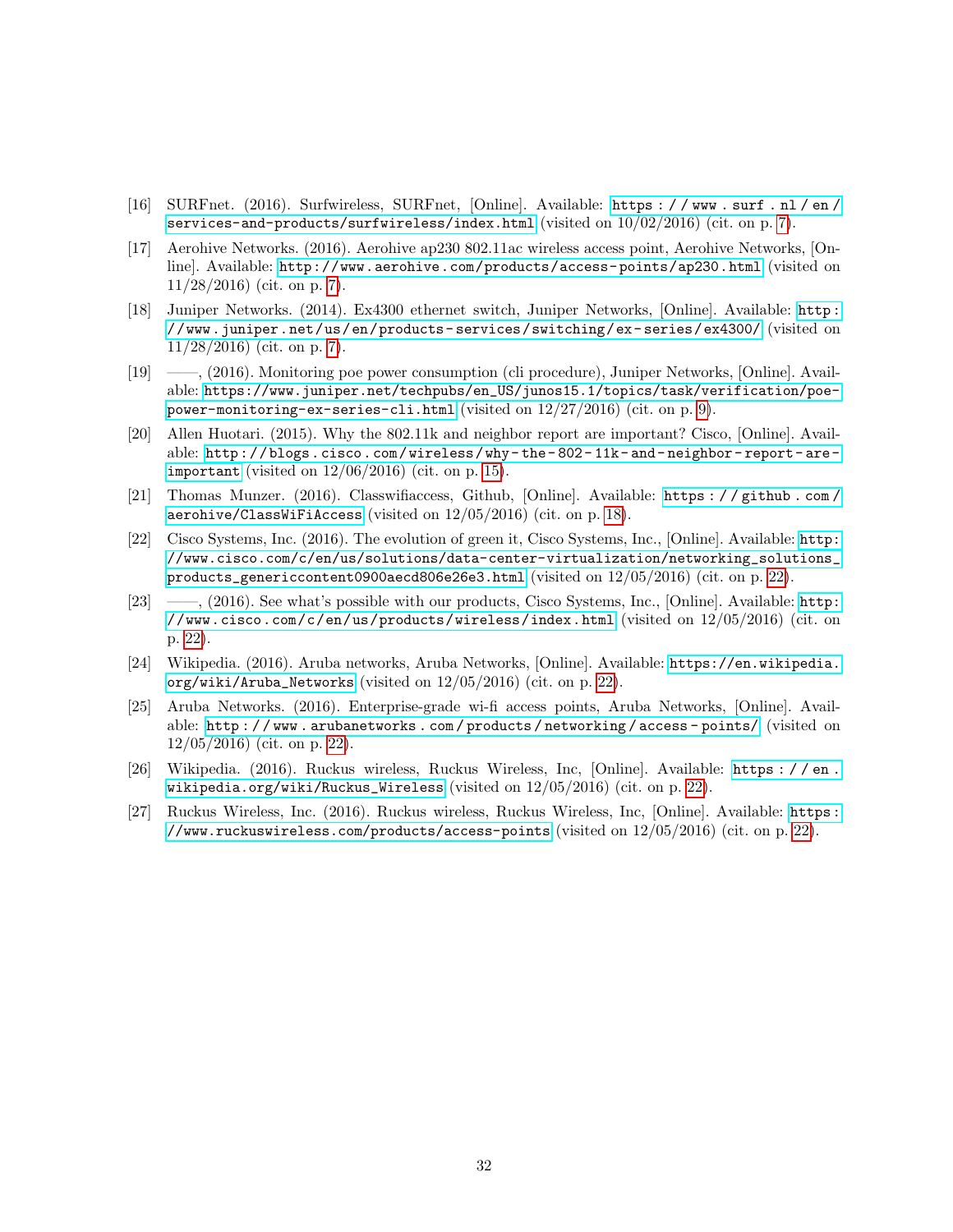[16] SURFnet. (2016). Surfwireless, SURFnet, [Online]. Available: https://www.surf.nl/en/services-and-products/surfwireless/index.html (visited on 10/02/2016) (cit. on p. 7).

[17] Aerohive Networks. (2016). Aerohive ap230 802.11ac wireless access point, Aerohive Networks, [Online]. Available: http://www.aerohive.com/products/access-points/ap230.html (visited on 11/28/2016) (cit. on p. 7).

[18] Juniper Networks. (2014). Ex4300 ethernet switch, Juniper Networks, [Online]. Available: http://www.juniper.net/us/en/products-services/switching/ex-series/ex4300/ (visited on 11/28/2016) (cit. on p. 7).

[19] ——, (2016). Monitoring poe power consumption (cli procedure), Juniper Networks, [Online]. Available: https://www.juniper.net/techpubs/en_US/junos15.1/topics/task/verification/poe-power-monitoring-ex-series-cli.html (visited on 12/27/2016) (cit. on p. 9).

[20] Allen Huotari. (2015). Why the 802.11k and neighbor report are important? Cisco, [Online]. Available: http://blogs.cisco.com/wireless/why-the-802-11k-and-neighbor-report-are-important (visited on 12/06/2016) (cit. on p. 15).

[21] Thomas Munzer. (2016). Classwifiaccess, Github, [Online]. Available: https://github.com/aerohive/ClassWiFiAccess (visited on 12/05/2016) (cit. on p. 18).

[22] Cisco Systems, Inc. (2016). The evolution of green it, Cisco Systems, Inc., [Online]. Available: http://www.cisco.com/c/en/us/solutions/data-center-virtualization/networking_solutions_products_genericcontent0900aecd806e26e3.html (visited on 12/05/2016) (cit. on p. 22).

[23] ——, (2016). See what's possible with our products, Cisco Systems, Inc., [Online]. Available: http://www.cisco.com/c/en/us/products/wireless/index.html (visited on 12/05/2016) (cit. on p. 22).

[24] Wikipedia. (2016). Aruba networks, Aruba Networks, [Online]. Available: https://en.wikipedia.org/wiki/Aruba_Networks (visited on 12/05/2016) (cit. on p. 22).

[25] Aruba Networks. (2016). Enterprise-grade wi-fi access points, Aruba Networks, [Online]. Available: http://www.arubanetworks.com/products/networking/access-points/ (visited on 12/05/2016) (cit. on p. 22).

[26] Wikipedia. (2016). Ruckus wireless, Ruckus Wireless, Inc, [Online]. Available: https://en.wikipedia.org/wiki/Ruckus_Wireless (visited on 12/05/2016) (cit. on p. 22).

[27] Ruckus Wireless, Inc. (2016). Ruckus wireless, Ruckus Wireless, Inc, [Online]. Available: https://www.ruckuswireless.com/products/access-points (visited on 12/05/2016) (cit. on p. 22).